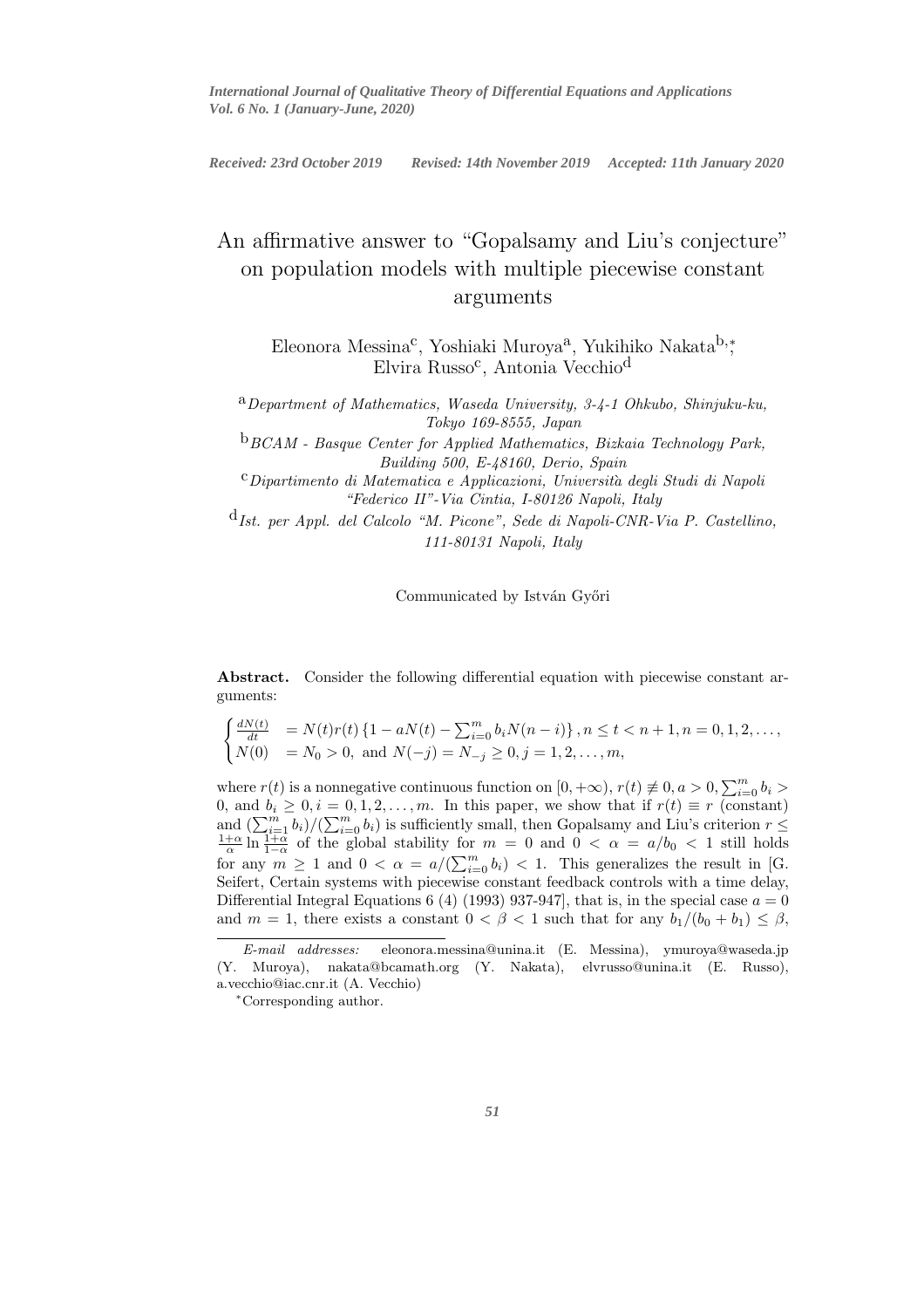*International Journal of Qualitative Theory of Differential Equations and Applications*
*Vol. 6 No. 1 (January-June, 2020)*

*Received: 23rd October 2019 Revised: 14th November 2019 Accepted: 11th January 2020*

# An affirmative answer to "Gopalsamy and Liu's conjecture" on population models with multiple piecewise constant arguments

Eleonora Messina[c], Yoshiaki Muroya[a], Yukihiko Nakata[b,*], Elvira Russo[c], Antonia Vecchio[d]

[a] *Department of Mathematics, Waseda University, 3-4-1 Ohkubo, Shinjuku-ku, Tokyo 169-8555, Japan*

[b] *BCAM - Basque Center for Applied Mathematics, Bizkaia Technology Park, Building 500, E-48160, Derio, Spain*

[c] *Dipartimento di Matematica e Applicazioni, Università degli Studi di Napoli "Federico II"-Via Cintia, I-80126 Napoli, Italy*

[d] *Ist. per Appl. del Calcolo "M. Picone", Sede di Napoli-CNR-Via P. Castellino, 111-80131 Napoli, Italy*

Communicated by István Győri

**Abstract.** Consider the following differential equation with piecewise constant arguments:

$$\begin{cases} \frac{dN(t)}{dt} &= N(t)r(t)\left\{1 - aN(t) - \sum_{i=0}^{m} b_i N(n-i)\right\}, n \le t < n+1, n = 0, 1, 2, \dots, \\ N(0) &= N_0 > 0, \text{ and } N(-j) = N_{-j} \ge 0, j = 1, 2, \dots, m, \end{cases}$$

where $r(t)$ is a nonnegative continuous function on $[0, +\infty)$, $r(t) \not\equiv 0$, $a > 0$, $\sum_{i=0}^{m} b_i > 0$, and $b_i \ge 0$, $i = 0, 1, 2, \dots, m$. In this paper, we show that if $r(t) \equiv r$ (constant) and $(\sum_{i=1}^{m} b_i)/(\sum_{i=0}^{m} b_i)$ is sufficiently small, then Gopalsamy and Liu's criterion $r \le \frac{1+\alpha}{\alpha} \ln \frac{1+\alpha}{1-\alpha}$ of the global stability for $m = 0$ and $0 < \alpha = a/b_0 < 1$ still holds for any $m \ge 1$ and $0 < \alpha = a/(\sum_{i=0}^{m} b_i) < 1$. This generalizes the result in [G. Seifert, Certain systems with piecewise constant feedback controls with a time delay, Differential Integral Equations 6 (4) (1993) 937-947], that is, in the special case $a = 0$ and $m = 1$, there exists a constant $0 < \beta < 1$ such that for any $b_1/(b_0 + b_1) \le \beta$,

---

*E-mail addresses:* eleonora.messina@unina.it (E. Messina), ymuroya@waseda.jp (Y. Muroya), nakata@bcamath.org (Y. Nakata), elvrusso@unina.it (E. Russo), a.vecchio@iac.cnr.it (A. Vecchio)

*Corresponding author.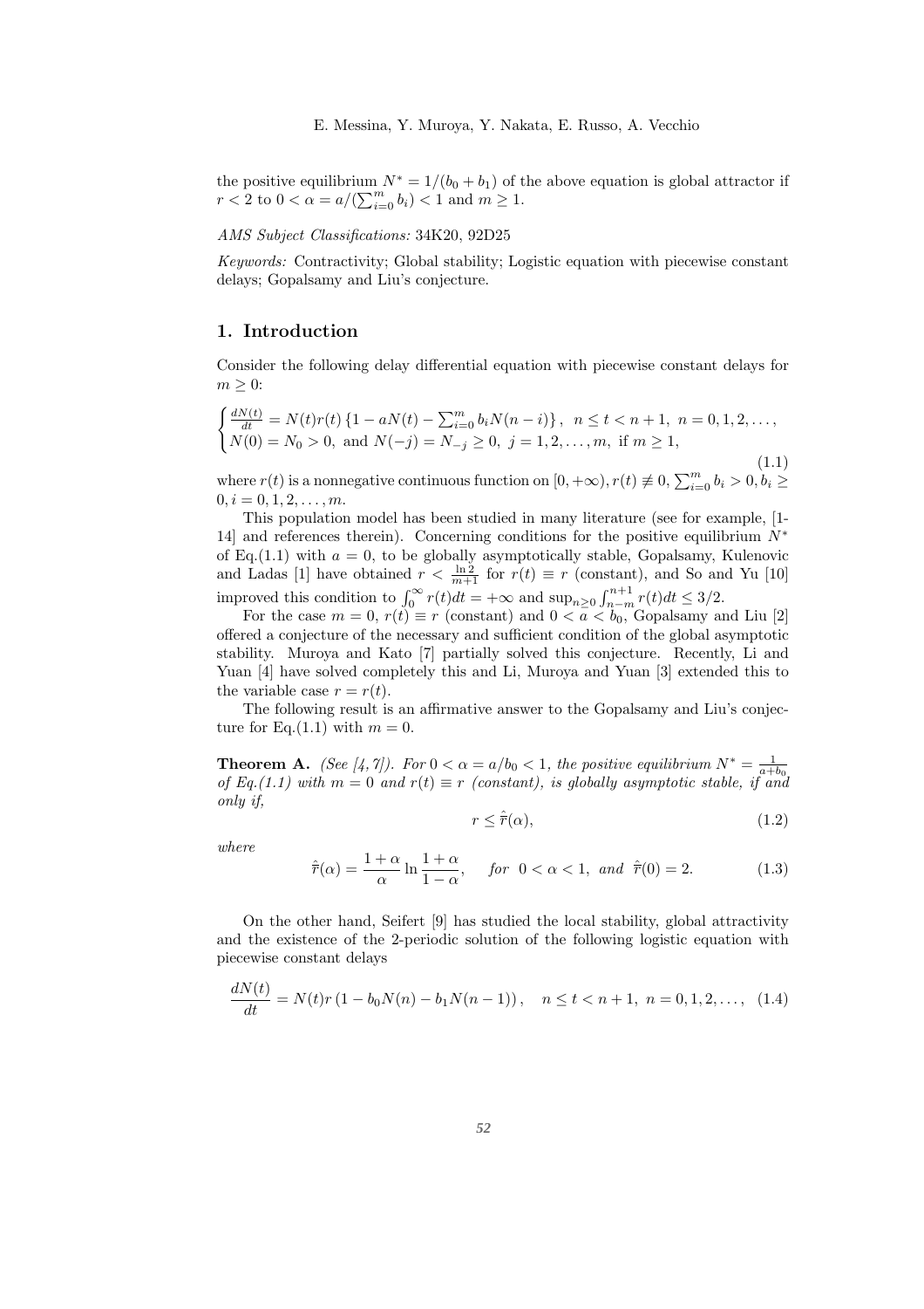the positive equilibrium $N^* = 1/(b_0 + b_1)$ of the above equation is global attractor if $r < 2$ to $0 < \alpha = a/(\sum_{i=0}^{m} b_i) < 1$ and $m \geq 1$.

*AMS Subject Classifications:* 34K20, 92D25

*Keywords:* Contractivity; Global stability; Logistic equation with piecewise constant delays; Gopalsamy and Liu's conjecture.

## 1. Introduction

Consider the following delay differential equation with piecewise constant delays for $m \geq 0$:

$$\begin{cases} \frac{dN(t)}{dt} = N(t)r(t)\left\{1 - aN(t) - \sum_{i=0}^{m} b_i N(n-i)\right\}, \ n \leq t < n+1, \ n = 0, 1, 2, \dots, \\ N(0) = N_0 > 0, \text{ and } N(-j) = N_{-j} \geq 0, \ j = 1, 2, \dots, m, \text{ if } m \geq 1, \end{cases} \tag{1.1}$$

where $r(t)$ is a nonnegative continuous function on $[0, +\infty)$, $r(t) \not\equiv 0$, $\sum_{i=0}^{m} b_i > 0, b_i \geq 0, i = 0, 1, 2, \dots, m$.

This population model has been studied in many literature (see for example, [1-14] and references therein). Concerning conditions for the positive equilibrium $N^*$ of Eq.(1.1) with $a = 0$, to be globally asymptotically stable, Gopalsamy, Kulenovic and Ladas [1] have obtained $r < \frac{\ln 2}{m+1}$ for $r(t) \equiv r$ (constant), and So and Yu [10] improved this condition to $\int_0^\infty r(t)dt = +\infty$ and $\sup_{n \geq 0} \int_{n-m}^{n+1} r(t)dt \leq 3/2$.

For the case $m = 0$, $r(t) \equiv r$ (constant) and $0 < a < b_0$, Gopalsamy and Liu [2] offered a conjecture of the necessary and sufficient condition of the global asymptotic stability. Muroya and Kato [7] partially solved this conjecture. Recently, Li and Yuan [4] have solved completely this and Li, Muroya and Yuan [3] extended this to the variable case $r = r(t)$.

The following result is an affirmative answer to the Gopalsamy and Liu's conjecture for Eq.(1.1) with $m = 0$.

**Theorem A.** *(See [4, 7]). For $0 < \alpha = a/b_0 < 1$, the positive equilibrium $N^* = \frac{1}{a+b_0}$ of Eq.(1.1) with $m = 0$ and $r(t) \equiv r$ (constant), is globally asymptotic stable, if and only if,*

$$r \leq \hat{\bar{r}}(\alpha), \tag{1.2}$$

*where*

$$\hat{\bar{r}}(\alpha) = \frac{1+\alpha}{\alpha} \ln \frac{1+\alpha}{1-\alpha}, \quad \textit{for } \ 0 < \alpha < 1, \ \textit{and } \ \hat{\bar{r}}(0) = 2. \tag{1.3}$$

On the other hand, Seifert [9] has studied the local stability, global attractivity and the existence of the 2-periodic solution of the following logistic equation with piecewise constant delays

$$\frac{dN(t)}{dt} = N(t)r\left(1 - b_0 N(n) - b_1 N(n-1)\right), \quad n \leq t < n+1, \ n = 0, 1, 2, \dots, \tag{1.4}$$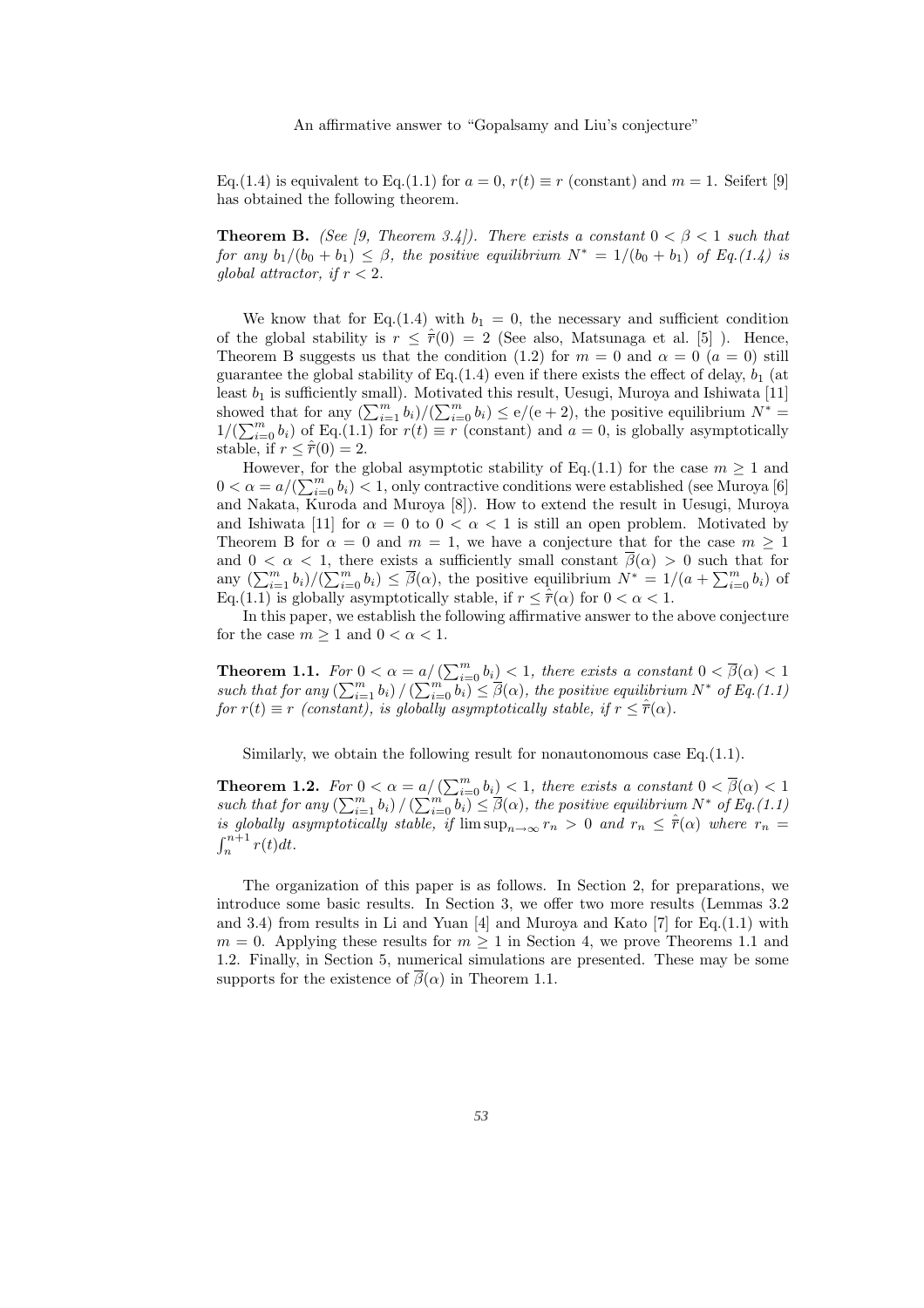Eq.(1.4) is equivalent to Eq.(1.1) for $a = 0$, $r(t) \equiv r$ (constant) and $m = 1$. Seifert [9] has obtained the following theorem.

**Theorem B.** *(See [9, Theorem 3.4]). There exists a constant $0 < \beta < 1$ such that for any $b_1/(b_0 + b_1) \leq \beta$, the positive equilibrium $N^* = 1/(b_0 + b_1)$ of Eq.(1.4) is global attractor, if $r < 2$.*

We know that for Eq.(1.4) with $b_1 = 0$, the necessary and sufficient condition of the global stability is $r \leq \hat{\bar{r}}(0) = 2$ (See also, Matsunaga et al. [5] ). Hence, Theorem B suggests us that the condition (1.2) for $m = 0$ and $\alpha = 0$ ($a = 0$) still guarantee the global stability of Eq.(1.4) even if there exists the effect of delay, $b_1$ (at least $b_1$ is sufficiently small). Motivated this result, Uesugi, Muroya and Ishiwata [11] showed that for any $(\sum_{i=1}^{m} b_i)/(\sum_{i=0}^{m} b_i) \leq \mathrm{e}/(\mathrm{e}+2)$, the positive equilibrium $N^* = 1/(\sum_{i=0}^{m} b_i)$ of Eq.(1.1) for $r(t) \equiv r$ (constant) and $a = 0$, is globally asymptotically stable, if $r \leq \hat{\bar{r}}(0) = 2$.

However, for the global asymptotic stability of Eq.(1.1) for the case $m \geq 1$ and $0 < \alpha = a/(\sum_{i=0}^{m} b_i) < 1$, only contractive conditions were established (see Muroya [6] and Nakata, Kuroda and Muroya [8]). How to extend the result in Uesugi, Muroya and Ishiwata [11] for $\alpha = 0$ to $0 < \alpha < 1$ is still an open problem. Motivated by Theorem B for $\alpha = 0$ and $m = 1$, we have a conjecture that for the case $m \geq 1$ and $0 < \alpha < 1$, there exists a sufficiently small constant $\overline{\beta}(\alpha) > 0$ such that for any $(\sum_{i=1}^{m} b_i)/(\sum_{i=0}^{m} b_i) \leq \overline{\beta}(\alpha)$, the positive equilibrium $N^* = 1/(a + \sum_{i=0}^{m} b_i)$ of Eq.(1.1) is globally asymptotically stable, if $r \leq \hat{\bar{r}}(\alpha)$ for $0 < \alpha < 1$.

In this paper, we establish the following affirmative answer to the above conjecture for the case $m \geq 1$ and $0 < \alpha < 1$.

**Theorem 1.1.** *For $0 < \alpha = a/\left(\sum_{i=0}^{m} b_i\right) < 1$, there exists a constant $0 < \overline{\beta}(\alpha) < 1$ such that for any $\left(\sum_{i=1}^{m} b_i\right)/\left(\sum_{i=0}^{m} b_i\right) \leq \overline{\beta}(\alpha)$, the positive equilibrium $N^*$ of Eq.(1.1) for $r(t) \equiv r$ (constant), is globally asymptotically stable, if $r \leq \hat{\bar{r}}(\alpha)$.*

Similarly, we obtain the following result for nonautonomous case Eq.(1.1).

**Theorem 1.2.** *For $0 < \alpha = a/\left(\sum_{i=0}^{m} b_i\right) < 1$, there exists a constant $0 < \overline{\beta}(\alpha) < 1$ such that for any $\left(\sum_{i=1}^{m} b_i\right)/\left(\sum_{i=0}^{m} b_i\right) \leq \overline{\beta}(\alpha)$, the positive equilibrium $N^*$ of Eq.(1.1) is globally asymptotically stable, if $\limsup_{n\to\infty} r_n > 0$ and $r_n \leq \hat{\bar{r}}(\alpha)$ where $r_n = \int_n^{n+1} r(t)dt$.*

The organization of this paper is as follows. In Section 2, for preparations, we introduce some basic results. In Section 3, we offer two more results (Lemmas 3.2 and 3.4) from results in Li and Yuan [4] and Muroya and Kato [7] for Eq.(1.1) with $m = 0$. Applying these results for $m \geq 1$ in Section 4, we prove Theorems 1.1 and 1.2. Finally, in Section 5, numerical simulations are presented. These may be some supports for the existence of $\overline{\beta}(\alpha)$ in Theorem 1.1.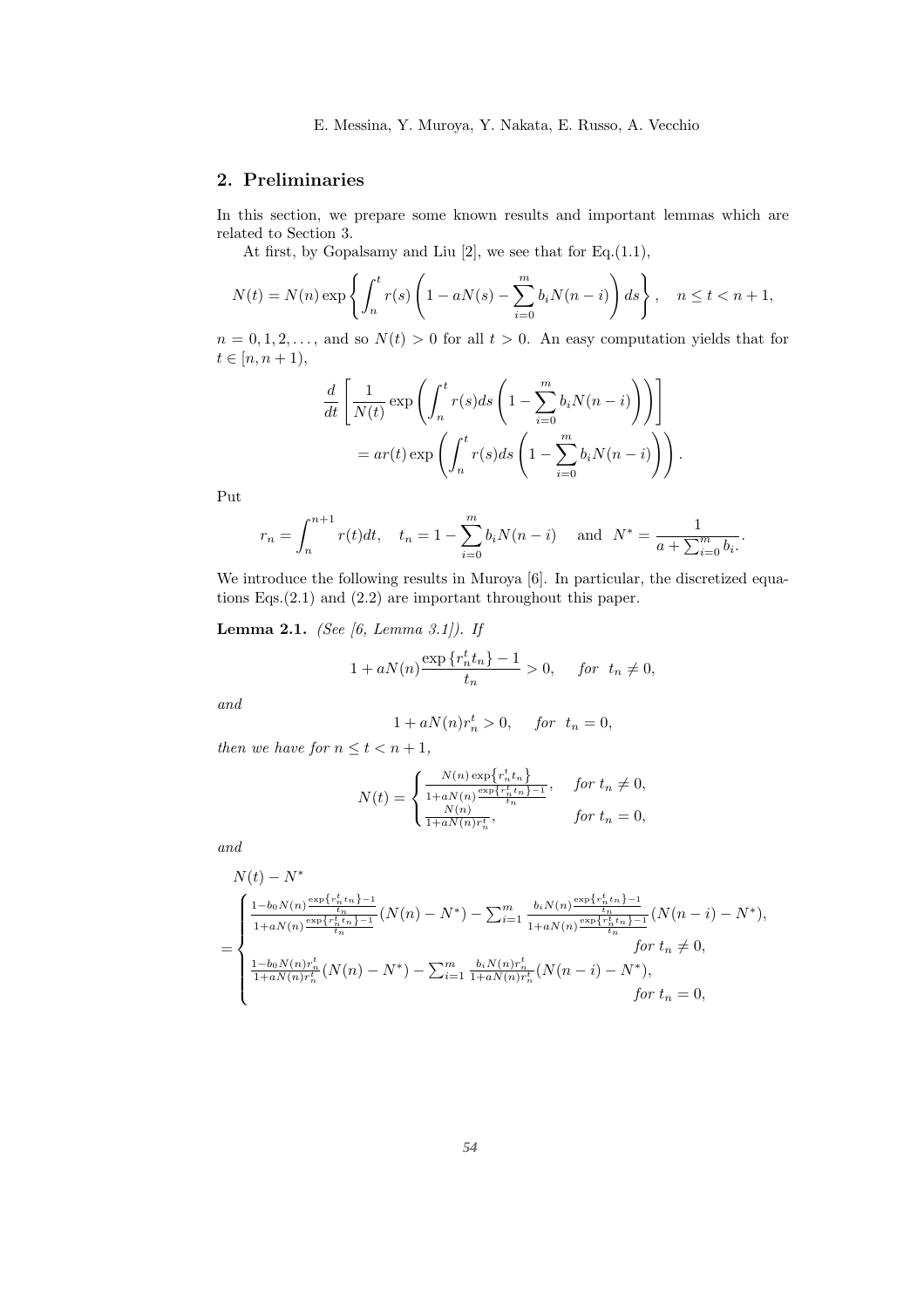## 2. Preliminaries

In this section, we prepare some known results and important lemmas which are related to Section 3.

At first, by Gopalsamy and Liu [2], we see that for Eq.(1.1),

$$N(t) = N(n) \exp\left\{ \int_n^t r(s) \left( 1 - aN(s) - \sum_{i=0}^m b_i N(n-i) \right) ds \right\}, \quad n \le t < n+1,$$

$n = 0, 1, 2, \dots$, and so $N(t) > 0$ for all $t > 0$. An easy computation yields that for $t \in [n, n+1)$,

$$\frac{d}{dt}\left[ \frac{1}{N(t)} \exp\left( \int_n^t r(s) ds \left( 1 - \sum_{i=0}^m b_i N(n-i) \right) \right) \right]$$
$$= ar(t) \exp\left( \int_n^t r(s) ds \left( 1 - \sum_{i=0}^m b_i N(n-i) \right) \right).$$

Put

$$r_n = \int_n^{n+1} r(t) dt, \quad t_n = 1 - \sum_{i=0}^m b_i N(n-i) \quad \text{and} \quad N^* = \frac{1}{a + \sum_{i=0}^m b_i}.$$

We introduce the following results in Muroya [6]. In particular, the discretized equations Eqs.(2.1) and (2.2) are important throughout this paper.

**Lemma 2.1.** *(See [6, Lemma 3.1]). If*

$$1 + aN(n) \frac{\exp\{r_n^t t_n\} - 1}{t_n} > 0, \quad \text{for } t_n \neq 0,$$

*and*

$$1 + aN(n) r_n^t > 0, \quad \text{for } t_n = 0,$$

*then we have for $n \le t < n+1$,*

$$N(t) = \begin{cases} \frac{N(n) \exp\{r_n^t t_n\}}{1 + aN(n) \frac{\exp\{r_n^t t_n\} - 1}{t_n}}, & \text{for } t_n \neq 0, \\ \frac{N(n)}{1 + aN(n) r_n^t}, & \text{for } t_n = 0, \end{cases}$$

*and*

$$N(t) - N^*$$
$$= \begin{cases} \frac{1 - b_0 N(n) \frac{\exp\{r_n^t t_n\} - 1}{t_n}}{1 + aN(n) \frac{\exp\{r_n^t t_n\} - 1}{t_n}} (N(n) - N^*) - \sum_{i=1}^m \frac{b_i N(n) \frac{\exp\{r_n^t t_n\} - 1}{t_n}}{1 + aN(n) \frac{\exp\{r_n^t t_n\} - 1}{t_n}} (N(n-i) - N^*), \\ \hfill \text{for } t_n \neq 0, \\ \frac{1 - b_0 N(n) r_n^t}{1 + aN(n) r_n^t} (N(n) - N^*) - \sum_{i=1}^m \frac{b_i N(n) r_n^t}{1 + aN(n) r_n^t} (N(n-i) - N^*), \\ \hfill \text{for } t_n = 0, \end{cases}$$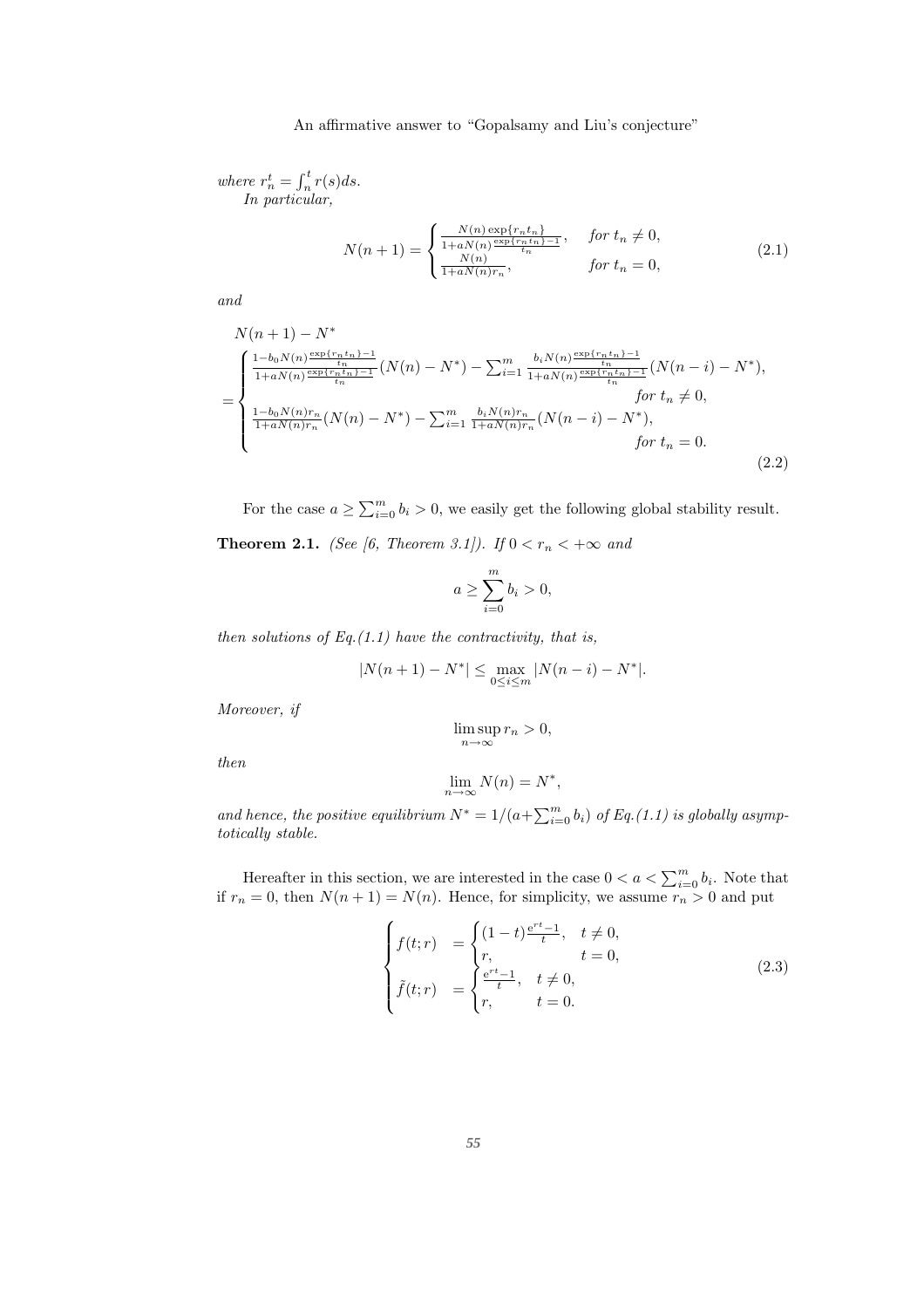*where* $r_n^t = \int_n^t r(s)ds$.

*In particular,*

$$N(n+1) = \begin{cases} \frac{N(n)\exp\{r_n t_n\}}{1+aN(n)\frac{\exp\{r_n t_n\}-1}{t_n}}, & \text{for } t_n \neq 0, \\ \frac{N(n)}{1+aN(n)r_n}, & \text{for } t_n = 0, \end{cases} \tag{2.1}$$

*and*

$$\begin{aligned} &N(n+1) - N^* \\ &= \begin{cases} \frac{1-b_0 N(n)\frac{\exp\{r_n t_n\}-1}{t_n}}{1+aN(n)\frac{\exp\{r_n t_n\}-1}{t_n}}(N(n)-N^*) - \sum_{i=1}^m \frac{b_i N(n)\frac{\exp\{r_n t_n\}-1}{t_n}}{1+aN(n)\frac{\exp\{r_n t_n\}-1}{t_n}}(N(n-i)-N^*), \\ \qquad\qquad\qquad\qquad\qquad\qquad\qquad\qquad \text{for } t_n \neq 0, \\ \frac{1-b_0 N(n) r_n}{1+aN(n)r_n}(N(n)-N^*) - \sum_{i=1}^m \frac{b_i N(n) r_n}{1+aN(n)r_n}(N(n-i)-N^*), \\ \qquad\qquad\qquad\qquad\qquad\qquad\qquad\qquad \text{for } t_n = 0. \end{cases} \end{aligned} \tag{2.2}$$

For the case $a \geq \sum_{i=0}^m b_i > 0$, we easily get the following global stability result.

**Theorem 2.1.** *(See [6, Theorem 3.1]). If* $0 < r_n < +\infty$ *and*

$$a \geq \sum_{i=0}^m b_i > 0,$$

*then solutions of Eq.(1.1) have the contractivity, that is,*

$$|N(n+1) - N^*| \leq \max_{0 \leq i \leq m} |N(n-i) - N^*|.$$

*Moreover, if*

$$\limsup_{n\to\infty} r_n > 0,$$

*then*

$$\lim_{n\to\infty} N(n) = N^*,$$

*and hence, the positive equilibrium* $N^* = 1/(a + \sum_{i=0}^m b_i)$ *of Eq.(1.1) is globally asymptotically stable.*

Hereafter in this section, we are interested in the case $0 < a < \sum_{i=0}^m b_i$. Note that if $r_n = 0$, then $N(n+1) = N(n)$. Hence, for simplicity, we assume $r_n > 0$ and put

$$\begin{cases} f(t;r) &= \begin{cases} (1-t)\frac{e^{rt}-1}{t}, & t \neq 0, \\ r, & t = 0, \end{cases} \\ \tilde{f}(t;r) &= \begin{cases} \frac{e^{rt}-1}{t}, & t \neq 0, \\ r, & t = 0. \end{cases} \end{cases} \tag{2.3}$$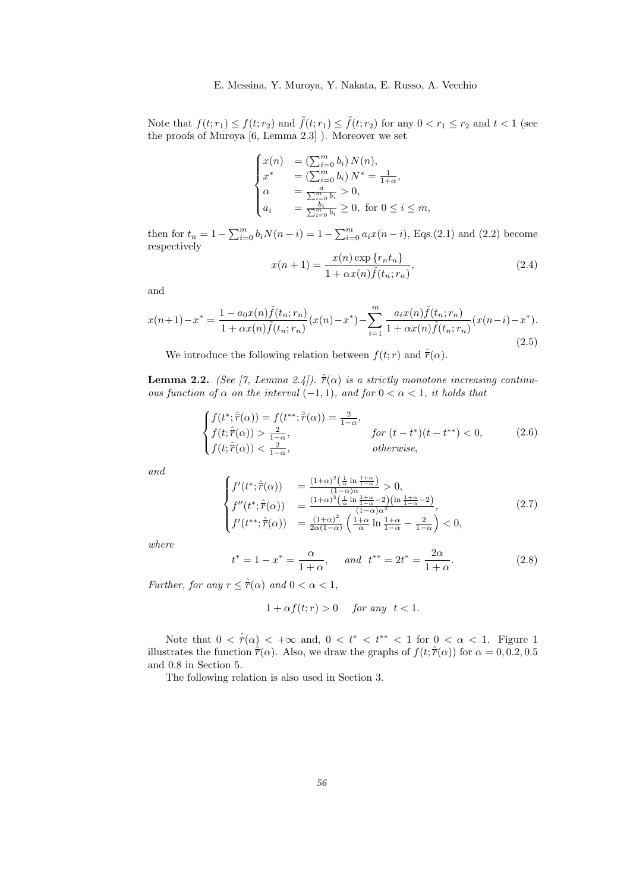Note that $f(t; r_1) \le f(t; r_2)$ and $\tilde{f}(t; r_1) \le \tilde{f}(t; r_2)$ for any $0 < r_1 \le r_2$ and $t < 1$ (see the proofs of Muroya [6, Lemma 2.3] ). Moreover we set

$$
\begin{cases}
x(n) &= \left(\sum_{i=0}^{m} b_i\right) N(n), \\
x^* &= \left(\sum_{i=0}^{m} b_i\right) N^* = \frac{1}{1+\alpha}, \\
\alpha &= \frac{a}{\sum_{i=0}^{m} b_i} > 0, \\
a_i &= \frac{b_i}{\sum_{i=0}^{m} b_i} \ge 0, \text{ for } 0 \le i \le m,
\end{cases}
$$

then for $t_n = 1 - \sum_{i=0}^{m} b_i N(n-i) = 1 - \sum_{i=0}^{m} a_i x(n-i)$, Eqs.(2.1) and (2.2) become respectively

$$
x(n+1) = \frac{x(n) \exp\{r_n t_n\}}{1 + \alpha x(n) \tilde{f}(t_n; r_n)}, \tag{2.4}
$$

and

$$
x(n+1) - x^* = \frac{1 - a_0 x(n) \tilde{f}(t_n; r_n)}{1 + \alpha x(n) \tilde{f}(t_n; r_n)} (x(n) - x^*) - \sum_{i=1}^{m} \frac{a_i x(n) \tilde{f}(t_n; r_n)}{1 + \alpha x(n) \tilde{f}(t_n; r_n)} (x(n-i) - x^*). \tag{2.5}
$$

We introduce the following relation between $f(t; r)$ and $\hat{\overline{r}}(\alpha)$.

**Lemma 2.2.** *(See [7, Lemma 2.4]). $\hat{\overline{r}}(\alpha)$ is a strictly monotone increasing continuous function of $\alpha$ on the interval $(-1, 1)$, and for $0 < \alpha < 1$, it holds that*

$$
\begin{cases}
f(t^*; \hat{\overline{r}}(\alpha)) = f(t^{**}; \hat{\overline{r}}(\alpha)) = \frac{2}{1-\alpha}, & \\
f(t; \hat{\overline{r}}(\alpha)) > \frac{2}{1-\alpha}, & \textit{for } (t - t^*)(t - t^{**}) < 0, \\
f(t; \hat{\overline{r}}(\alpha)) < \frac{2}{1-\alpha}, & \textit{otherwise},
\end{cases} \tag{2.6}
$$

*and*

$$
\begin{cases}
f'(t^*; \hat{\overline{r}}(\alpha)) &= \frac{(1+\alpha)^2 \left(\frac{1}{\alpha} \ln \frac{1+\alpha}{1-\alpha}\right)}{(1-\alpha)\alpha} > 0, \\
f''(t^*; \hat{\overline{r}}(\alpha)) &= \frac{(1+\alpha)^3 \left(\frac{1}{\alpha} \ln \frac{1+\alpha}{1-\alpha} - 2\right)\left(\ln \frac{1+\alpha}{1-\alpha} - 2\right)}{(1-\alpha)\alpha^2}, \\
f'(t^{**}; \hat{\overline{r}}(\alpha)) &= \frac{(1+\alpha)^2}{2\alpha(1-\alpha)} \left(\frac{1+\alpha}{\alpha} \ln \frac{1+\alpha}{1-\alpha} - \frac{2}{1-\alpha}\right) < 0,
\end{cases} \tag{2.7}
$$

*where*

$$
t^* = 1 - x^* = \frac{\alpha}{1+\alpha}, \quad \textit{and} \quad t^{**} = 2t^* = \frac{2\alpha}{1+\alpha}. \tag{2.8}
$$

*Further, for any $r \le \hat{\overline{r}}(\alpha)$ and $0 < \alpha < 1$,*

$$
1 + \alpha f(t; r) > 0 \quad \textit{for any} \;\; t < 1.
$$

Note that $0 < \hat{\overline{r}}(\alpha) < +\infty$ and, $0 < t^* < t^{**} < 1$ for $0 < \alpha < 1$. Figure 1 illustrates the function $\hat{\overline{r}}(\alpha)$. Also, we draw the graphs of $f(t; \hat{\overline{r}}(\alpha))$ for $\alpha = 0, 0.2, 0.5$ and $0.8$ in Section 5.

The following relation is also used in Section 3.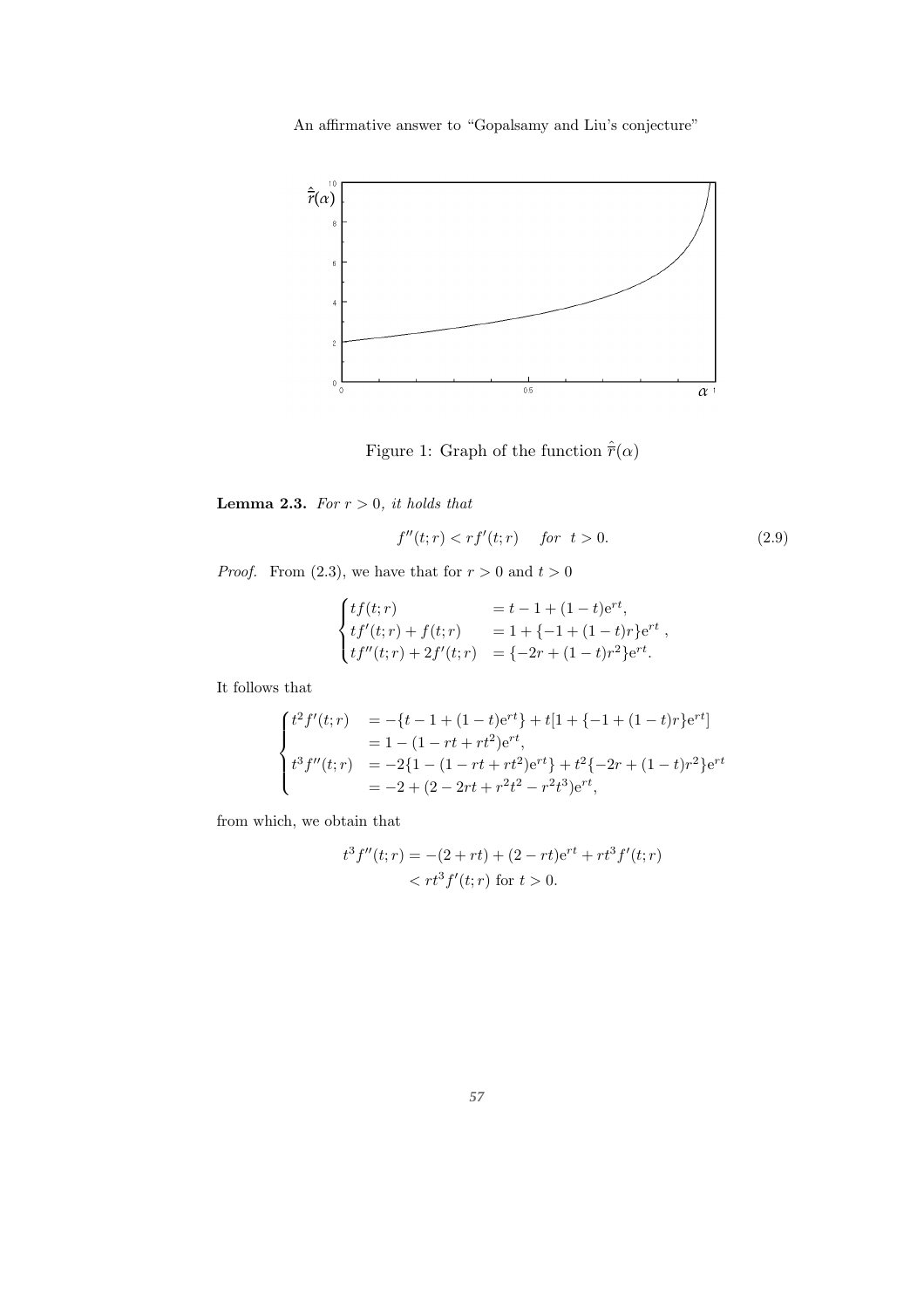Figure 1: Graph of the function $\hat{\hat{r}}(\alpha)$

**Lemma 2.3.** *For $r > 0$, it holds that*

$$f''(t;r) < rf'(t;r) \quad \textit{for} \;\; t > 0. \tag{2.9}$$

*Proof.* From (2.3), we have that for $r > 0$ and $t > 0$

$$\begin{cases} tf(t;r) & = t - 1 + (1-t)\mathrm{e}^{rt}, \\ tf'(t;r) + f(t;r) & = 1 + \{-1 + (1-t)r\}\mathrm{e}^{rt}, \\ tf''(t;r) + 2f'(t;r) & = \{-2r + (1-t)r^2\}\mathrm{e}^{rt}. \end{cases}$$

It follows that

$$\begin{cases} t^2 f'(t;r) & = -\{t - 1 + (1-t)\mathrm{e}^{rt}\} + t[1 + \{-1 + (1-t)r\}\mathrm{e}^{rt}] \\ & = 1 - (1 - rt + rt^2)\mathrm{e}^{rt}, \\ t^3 f''(t;r) & = -2\{1 - (1 - rt + rt^2)\mathrm{e}^{rt}\} + t^2\{-2r + (1-t)r^2\}\mathrm{e}^{rt} \\ & = -2 + (2 - 2rt + r^2t^2 - r^2t^3)\mathrm{e}^{rt}, \end{cases}$$

from which, we obtain that

$$\begin{aligned} t^3 f''(t;r) &= -(2 + rt) + (2 - rt)\mathrm{e}^{rt} + rt^3 f'(t;r) \\ &< rt^3 f'(t;r) \text{ for } t > 0. \end{aligned}$$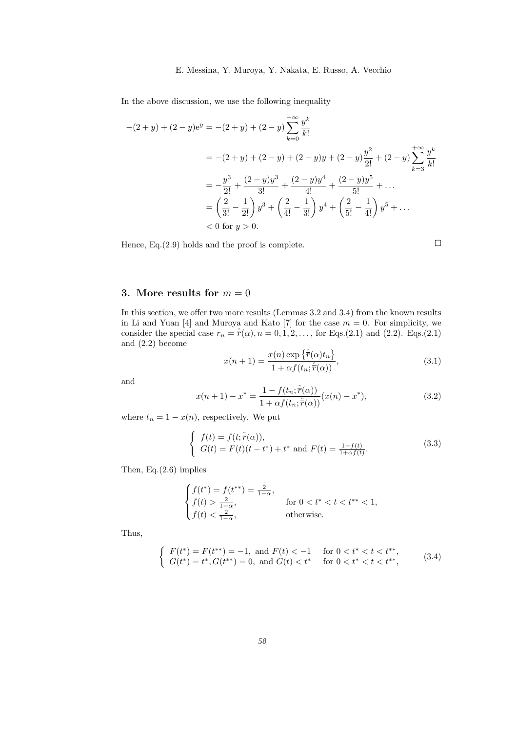In the above discussion, we use the following inequality

$$
\begin{aligned}
-(2+y)+(2-y)\mathrm{e}^{y} &= -(2+y)+(2-y)\sum_{k=0}^{+\infty}\frac{y^k}{k!} \\
&= -(2+y)+(2-y)+(2-y)y+(2-y)\frac{y^2}{2!}+(2-y)\sum_{k=3}^{+\infty}\frac{y^k}{k!} \\
&= -\frac{y^3}{2!}+\frac{(2-y)y^3}{3!}+\frac{(2-y)y^4}{4!}+\frac{(2-y)y^5}{5!}+\dots \\
&= \left(\frac{2}{3!}-\frac{1}{2!}\right)y^3+\left(\frac{2}{4!}-\frac{1}{3!}\right)y^4+\left(\frac{2}{5!}-\frac{1}{4!}\right)y^5+\dots \\
&< 0 \text{ for } y>0.
\end{aligned}
$$

Hence, Eq.(2.9) holds and the proof is complete. □

## 3. More results for $m = 0$

In this section, we offer two more results (Lemmas 3.2 and 3.4) from the known results in Li and Yuan [4] and Muroya and Kato [7] for the case $m = 0$. For simplicity, we consider the special case $r_n = \hat{\bar{r}}(\alpha), n = 0, 1, 2, \dots$, for Eqs.(2.1) and (2.2). Eqs.(2.1) and (2.2) become

$$
x(n+1) = \frac{x(n)\exp\left\{\hat{\bar{r}}(\alpha)t_n\right\}}{1+\alpha f(t_n;\hat{\bar{r}}(\alpha))}, \tag{3.1}
$$

and

$$
x(n+1) - x^* = \frac{1-f(t_n;\hat{\bar{r}}(\alpha))}{1+\alpha f(t_n;\hat{\bar{r}}(\alpha))}(x(n)-x^*), \tag{3.2}
$$

where $t_n = 1 - x(n)$, respectively. We put

$$
\left\{
\begin{array}{l}
f(t) = f(t;\hat{\bar{r}}(\alpha)), \\
G(t) = F(t)(t-t^*) + t^* \text{ and } F(t) = \frac{1-f(t)}{1+\alpha f(t)}.
\end{array}
\right. \tag{3.3}
$$

Then, Eq.(2.6) implies

$$
\begin{cases}
f(t^*) = f(t^{**}) = \frac{2}{1-\alpha}, & \\
f(t) > \frac{2}{1-\alpha}, & \text{for } 0 < t^* < t < t^{**} < 1, \\
f(t) < \frac{2}{1-\alpha}, & \text{otherwise.}
\end{cases}
$$

Thus,

$$
\left\{
\begin{array}{ll}
F(t^*) = F(t^{**}) = -1, \text{ and } F(t) < -1 & \text{for } 0 < t^* < t < t^{**}, \\
G(t^*) = t^*, G(t^{**}) = 0, \text{ and } G(t) < t^* & \text{for } 0 < t^* < t < t^{**},
\end{array}
\right. \tag{3.4}
$$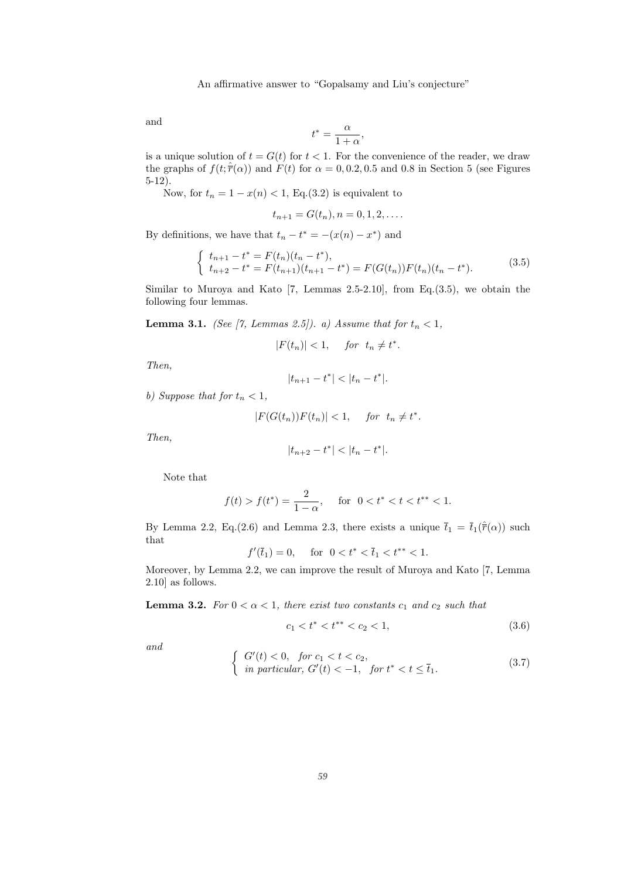and

$$t^* = \frac{\alpha}{1+\alpha},$$

is a unique solution of $t = G(t)$ for $t < 1$. For the convenience of the reader, we draw the graphs of $f(t; \hat{\overline{r}}(\alpha))$ and $F(t)$ for $\alpha = 0, 0.2, 0.5$ and $0.8$ in Section 5 (see Figures 5-12).

Now, for $t_n = 1 - x(n) < 1$, Eq.(3.2) is equivalent to

$$t_{n+1} = G(t_n), n = 0, 1, 2, \ldots.$$

By definitions, we have that $t_n - t^* = -(x(n) - x^*)$ and

$$\begin{cases} t_{n+1} - t^* = F(t_n)(t_n - t^*), \\ t_{n+2} - t^* = F(t_{n+1})(t_{n+1} - t^*) = F(G(t_n))F(t_n)(t_n - t^*). \end{cases} \tag{3.5}$$

Similar to Muroya and Kato [7, Lemmas 2.5-2.10], from Eq.(3.5), we obtain the following four lemmas.

**Lemma 3.1.** *(See [7, Lemmas 2.5]). a) Assume that for $t_n < 1$,*

$$|F(t_n)| < 1, \quad \text{for} \;\; t_n \neq t^*.$$

*Then,*

$$|t_{n+1} - t^*| < |t_n - t^*|.$$

*b) Suppose that for $t_n < 1$,*

$$|F(G(t_n))F(t_n)| < 1, \quad \text{for} \;\; t_n \neq t^*.$$

*Then,*

$$|t_{n+2} - t^*| < |t_n - t^*|.$$

Note that

$$f(t) > f(t^*) = \frac{2}{1-\alpha}, \quad \text{for} \;\; 0 < t^* < t < t^{**} < 1.$$

By Lemma 2.2, Eq.(2.6) and Lemma 2.3, there exists a unique $\bar{t}_1 = \bar{t}_1(\hat{\overline{r}}(\alpha))$ such that

$$f'(\bar{t}_1) = 0, \quad \text{for} \;\; 0 < t^* < \bar{t}_1 < t^{**} < 1.$$

Moreover, by Lemma 2.2, we can improve the result of Muroya and Kato [7, Lemma 2.10] as follows.

**Lemma 3.2.** *For $0 < \alpha < 1$, there exist two constants $c_1$ and $c_2$ such that*

$$c_1 < t^* < t^{**} < c_2 < 1, \tag{3.6}$$

*and*

$$\begin{cases} G'(t) < 0, \;\; \text{for} \; c_1 < t < c_2, \\ \text{in particular, } G'(t) < -1, \;\; \text{for} \; t^* < t \leq \bar{t}_1. \end{cases} \tag{3.7}$$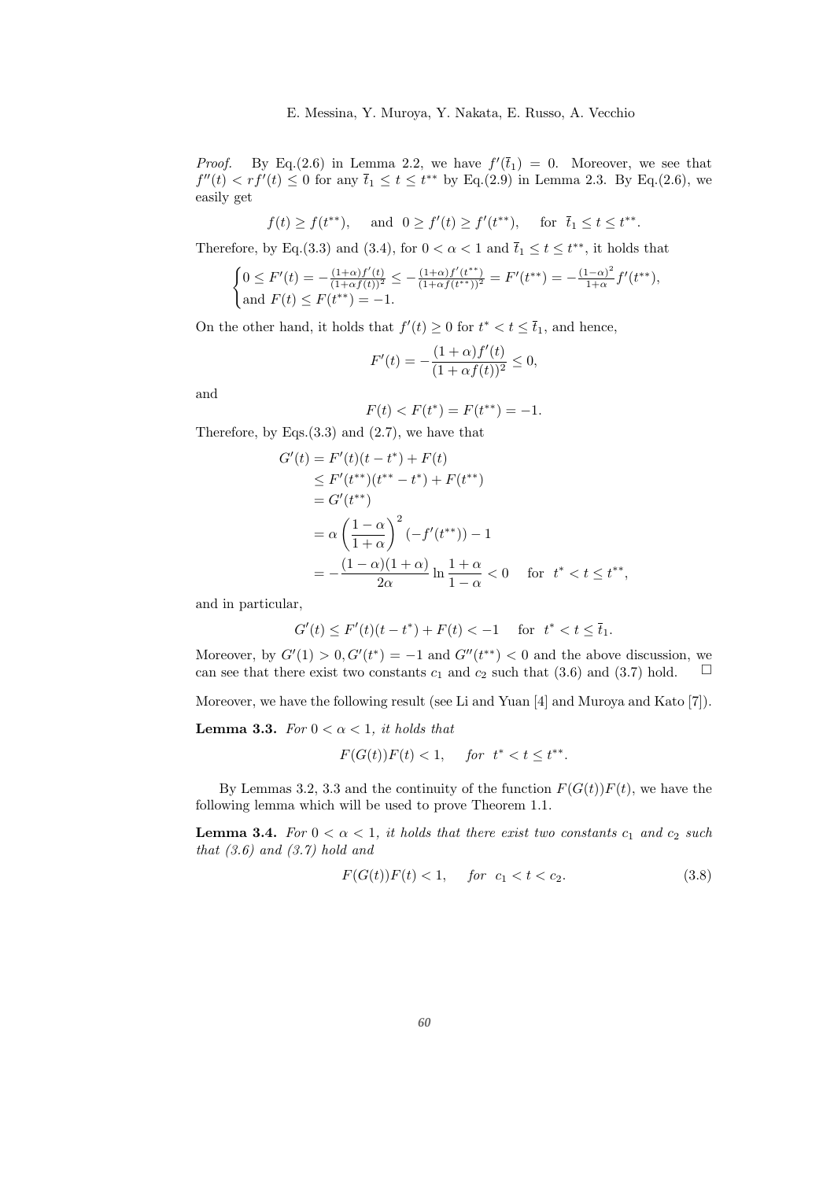*Proof.* By Eq.(2.6) in Lemma 2.2, we have $f'(\bar{t}_1) = 0$. Moreover, we see that $f''(t) < rf'(t) \leq 0$ for any $\bar{t}_1 \leq t \leq t^{**}$ by Eq.(2.9) in Lemma 2.3. By Eq.(2.6), we easily get

$$f(t) \geq f(t^{**}), \quad \text{and} \quad 0 \geq f'(t) \geq f'(t^{**}), \quad \text{for} \quad \bar{t}_1 \leq t \leq t^{**}.$$

Therefore, by Eq.(3.3) and (3.4), for $0 < \alpha < 1$ and $\bar{t}_1 \leq t \leq t^{**}$, it holds that

$$\begin{cases} 0 \leq F'(t) = -\frac{(1+\alpha)f'(t)}{(1+\alpha f(t))^2} \leq -\frac{(1+\alpha)f'(t^{**})}{(1+\alpha f(t^{**}))^2} = F'(t^{**}) = -\frac{(1-\alpha)^2}{1+\alpha}f'(t^{**}), \\ \text{and } F(t) \leq F(t^{**}) = -1. \end{cases}$$

On the other hand, it holds that $f'(t) \geq 0$ for $t^* < t \leq \bar{t}_1$, and hence,

$$F'(t) = -\frac{(1+\alpha)f'(t)}{(1+\alpha f(t))^2} \leq 0,$$

and

$$F(t) < F(t^*) = F(t^{**}) = -1.$$

Therefore, by Eqs.(3.3) and (2.7), we have that

$$\begin{aligned} G'(t) &= F'(t)(t-t^*) + F(t) \\ &\leq F'(t^{**})(t^{**}-t^*) + F(t^{**}) \\ &= G'(t^{**}) \\ &= \alpha\left(\frac{1-\alpha}{1+\alpha}\right)^2(-f'(t^{**})) - 1 \\ &= -\frac{(1-\alpha)(1+\alpha)}{2\alpha}\ln\frac{1+\alpha}{1-\alpha} < 0 \quad \text{for} \quad t^* < t \leq t^{**}, \end{aligned}$$

and in particular,

$$G'(t) \leq F'(t)(t-t^*) + F(t) < -1 \quad \text{for} \quad t^* < t \leq \bar{t}_1.$$

Moreover, by $G'(1) > 0, G'(t^*) = -1$ and $G''(t^{**}) < 0$ and the above discussion, we can see that there exist two constants $c_1$ and $c_2$ such that (3.6) and (3.7) hold. $\square$

Moreover, we have the following result (see Li and Yuan [4] and Muroya and Kato [7]).

**Lemma 3.3.** *For $0 < \alpha < 1$, it holds that*

$$F(G(t))F(t) < 1, \quad \text{for} \quad t^* < t \leq t^{**}.$$

By Lemmas 3.2, 3.3 and the continuity of the function $F(G(t))F(t)$, we have the following lemma which will be used to prove Theorem 1.1.

**Lemma 3.4.** *For $0 < \alpha < 1$, it holds that there exist two constants $c_1$ and $c_2$ such that (3.6) and (3.7) hold and*

$$F(G(t))F(t) < 1, \quad \text{for} \quad c_1 < t < c_2. \tag{3.8}$$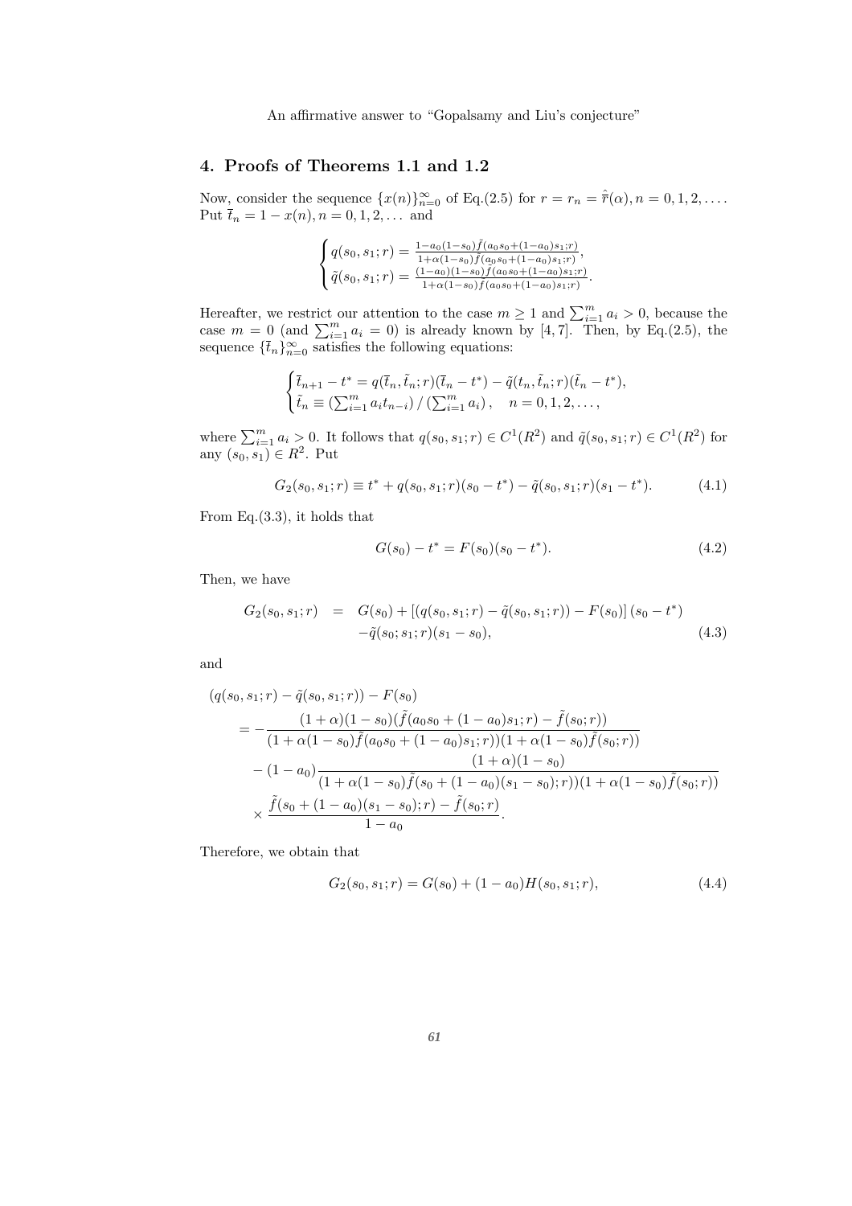## 4. Proofs of Theorems 1.1 and 1.2

Now, consider the sequence $\{x(n)\}_{n=0}^{\infty}$ of Eq.(2.5) for $r = r_n = \hat{\bar{r}}(\alpha), n = 0, 1, 2, \ldots$. Put $\bar{t}_n = 1 - x(n), n = 0, 1, 2, \ldots$ and

$$\begin{cases} q(s_0, s_1; r) = \frac{1 - a_0(1-s_0)\tilde{f}(a_0 s_0 + (1-a_0)s_1; r)}{1 + \alpha(1-s_0)\tilde{f}(a_0 s_0 + (1-a_0)s_1; r)}, \\ \tilde{q}(s_0, s_1; r) = \frac{(1-a_0)(1-s_0)\tilde{f}(a_0 s_0 + (1-a_0)s_1; r)}{1 + \alpha(1-s_0)\tilde{f}(a_0 s_0 + (1-a_0)s_1; r)}. \end{cases}$$

Hereafter, we restrict our attention to the case $m \geq 1$ and $\sum_{i=1}^{m} a_i > 0$, because the case $m = 0$ (and $\sum_{i=1}^{m} a_i = 0$) is already known by [4, 7]. Then, by Eq.(2.5), the sequence $\{\bar{t}_n\}_{n=0}^{\infty}$ satisfies the following equations:

$$\begin{cases} \bar{t}_{n+1} - t^* = q(\bar{t}_n, \tilde{t}_n; r)(\bar{t}_n - t^*) - \tilde{q}(t_n, \tilde{t}_n; r)(\tilde{t}_n - t^*), \\ \tilde{t}_n \equiv \left(\sum_{i=1}^{m} a_i t_{n-i}\right) / \left(\sum_{i=1}^{m} a_i\right), \quad n = 0, 1, 2, \ldots, \end{cases}$$

where $\sum_{i=1}^{m} a_i > 0$. It follows that $q(s_0, s_1; r) \in C^1(R^2)$ and $\tilde{q}(s_0, s_1; r) \in C^1(R^2)$ for any $(s_0, s_1) \in R^2$. Put

$$G_2(s_0, s_1; r) \equiv t^* + q(s_0, s_1; r)(s_0 - t^*) - \tilde{q}(s_0, s_1; r)(s_1 - t^*). \tag{4.1}$$

From Eq.(3.3), it holds that

$$G(s_0) - t^* = F(s_0)(s_0 - t^*). \tag{4.2}$$

Then, we have

$$\begin{aligned} G_2(s_0, s_1; r) &= G(s_0) + \left[(q(s_0, s_1; r) - \tilde{q}(s_0, s_1; r)) - F(s_0)\right](s_0 - t^*) \\ &\quad - \tilde{q}(s_0; s_1; r)(s_1 - s_0), \end{aligned} \tag{4.3}$$

and

$$\begin{aligned} &(q(s_0, s_1; r) - \tilde{q}(s_0, s_1; r)) - F(s_0) \\ &= -\frac{(1+\alpha)(1-s_0)(\tilde{f}(a_0 s_0 + (1-a_0)s_1; r) - \tilde{f}(s_0; r))}{(1 + \alpha(1-s_0)\tilde{f}(a_0 s_0 + (1-a_0)s_1; r))(1 + \alpha(1-s_0)\tilde{f}(s_0; r))} \\ &\quad - (1-a_0)\frac{(1+\alpha)(1-s_0)}{(1 + \alpha(1-s_0)\tilde{f}(s_0 + (1-a_0)(s_1 - s_0); r))(1 + \alpha(1-s_0)\tilde{f}(s_0; r))} \\ &\quad \times \frac{\tilde{f}(s_0 + (1-a_0)(s_1 - s_0); r) - \tilde{f}(s_0; r)}{1 - a_0}. \end{aligned}$$

Therefore, we obtain that

$$G_2(s_0, s_1; r) = G(s_0) + (1-a_0)H(s_0, s_1; r), \tag{4.4}$$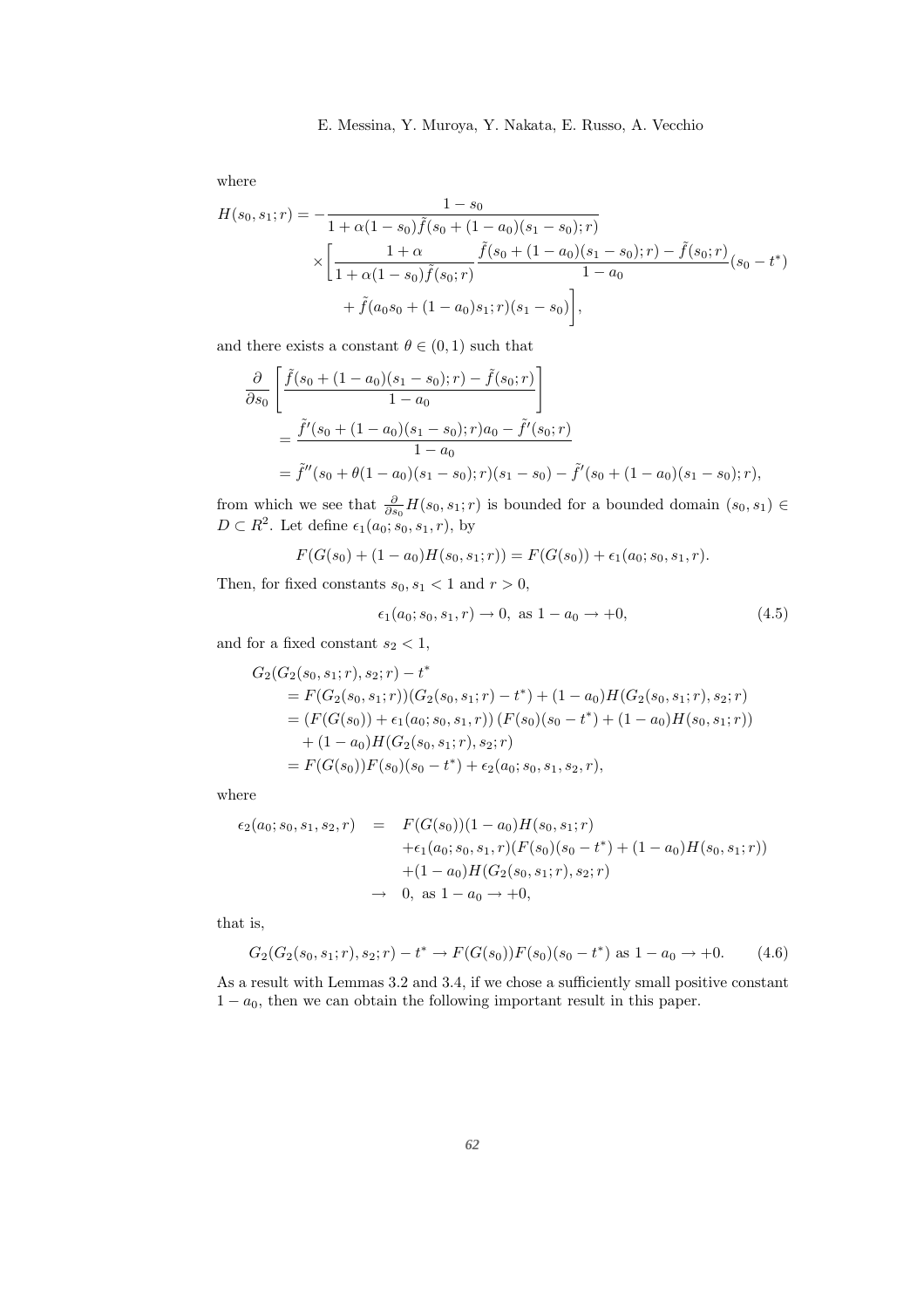where

$$
\begin{aligned}
H(s_0, s_1; r) = -&\frac{1 - s_0}{1 + \alpha(1 - s_0)\tilde{f}(s_0 + (1 - a_0)(s_1 - s_0); r)} \\
&\times \Bigg[ \frac{1 + \alpha}{1 + \alpha(1 - s_0)\tilde{f}(s_0; r)} \frac{\tilde{f}(s_0 + (1 - a_0)(s_1 - s_0); r) - \tilde{f}(s_0; r)}{1 - a_0}(s_0 - t^*) \\
&\quad + \tilde{f}(a_0 s_0 + (1 - a_0)s_1; r)(s_1 - s_0) \Bigg],
\end{aligned}
$$

and there exists a constant $\theta \in (0, 1)$ such that

$$
\begin{aligned}
&\frac{\partial}{\partial s_0} \left[ \frac{\tilde{f}(s_0 + (1 - a_0)(s_1 - s_0); r) - \tilde{f}(s_0; r)}{1 - a_0} \right] \\
&\quad = \frac{\tilde{f}'(s_0 + (1 - a_0)(s_1 - s_0); r)a_0 - \tilde{f}'(s_0; r)}{1 - a_0} \\
&\quad = \tilde{f}''(s_0 + \theta(1 - a_0)(s_1 - s_0); r)(s_1 - s_0) - \tilde{f}'(s_0 + (1 - a_0)(s_1 - s_0); r),
\end{aligned}
$$

from which we see that $\frac{\partial}{\partial s_0} H(s_0, s_1; r)$ is bounded for a bounded domain $(s_0, s_1) \in D \subset R^2$. Let define $\epsilon_1(a_0; s_0, s_1, r)$, by

$$
F(G(s_0) + (1 - a_0)H(s_0, s_1; r)) = F(G(s_0)) + \epsilon_1(a_0; s_0, s_1, r).
$$

Then, for fixed constants $s_0, s_1 < 1$ and $r > 0$,

$$
\epsilon_1(a_0; s_0, s_1, r) \to 0, \text{ as } 1 - a_0 \to +0, \tag{4.5}
$$

and for a fixed constant $s_2 < 1$,

$$
\begin{aligned}
&G_2(G_2(s_0, s_1; r), s_2; r) - t^* \\
&\quad = F(G_2(s_0, s_1; r))(G_2(s_0, s_1; r) - t^*) + (1 - a_0)H(G_2(s_0, s_1; r), s_2; r) \\
&\quad = (F(G(s_0)) + \epsilon_1(a_0; s_0, s_1, r)) (F(s_0)(s_0 - t^*) + (1 - a_0)H(s_0, s_1; r)) \\
&\qquad + (1 - a_0)H(G_2(s_0, s_1; r), s_2; r) \\
&\quad = F(G(s_0))F(s_0)(s_0 - t^*) + \epsilon_2(a_0; s_0, s_1, s_2, r),
\end{aligned}
$$

where

$$
\begin{aligned}
\epsilon_2(a_0; s_0, s_1, s_2, r) \quad = \quad & F(G(s_0))(1 - a_0)H(s_0, s_1; r) \\
& + \epsilon_1(a_0; s_0, s_1, r)(F(s_0)(s_0 - t^*) + (1 - a_0)H(s_0, s_1; r)) \\
& + (1 - a_0)H(G_2(s_0, s_1; r), s_2; r) \\
\to \quad & 0, \text{ as } 1 - a_0 \to +0,
\end{aligned}
$$

that is,

$$
G_2(G_2(s_0, s_1; r), s_2; r) - t^* \to F(G(s_0))F(s_0)(s_0 - t^*) \text{ as } 1 - a_0 \to +0. \tag{4.6}
$$

As a result with Lemmas 3.2 and 3.4, if we chose a sufficiently small positive constant $1 - a_0$, then we can obtain the following important result in this paper.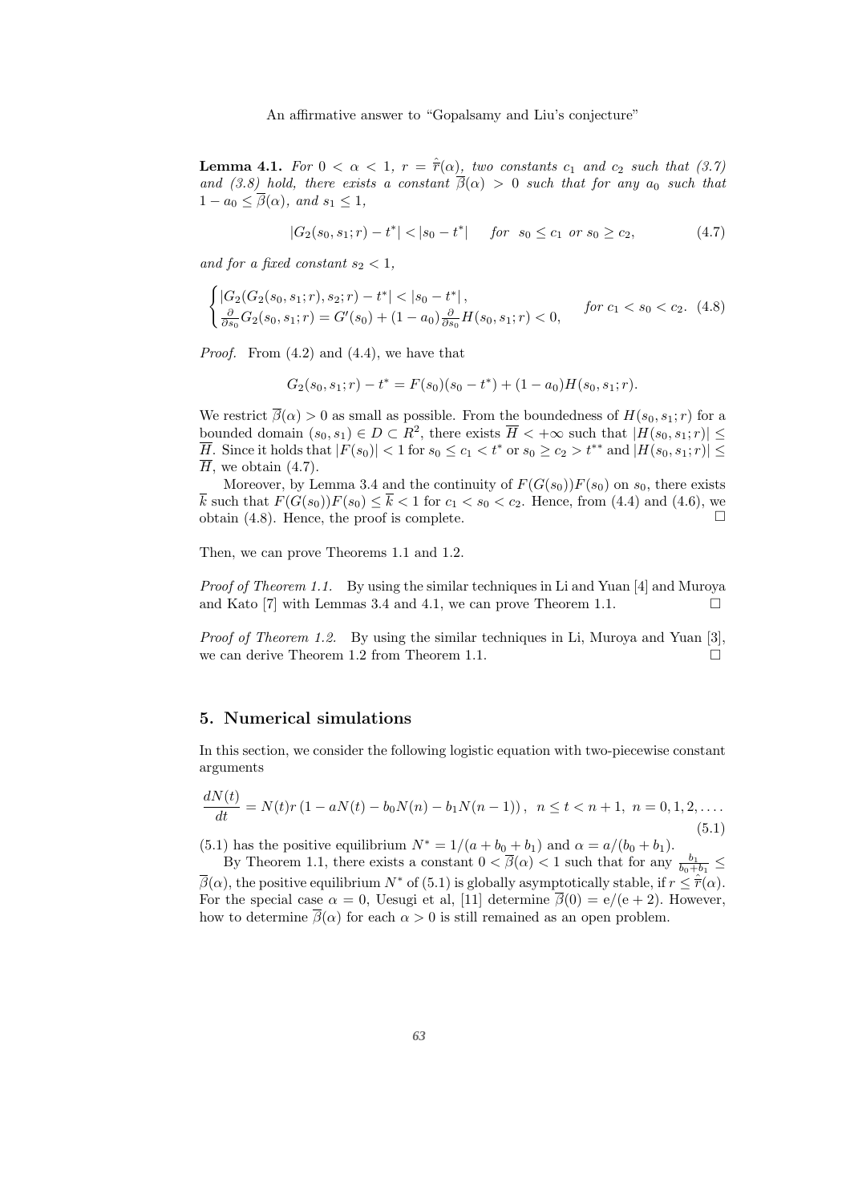**Lemma 4.1.** *For $0 < \alpha < 1$, $r = \hat{\overline{r}}(\alpha)$, two constants $c_1$ and $c_2$ such that (3.7) and (3.8) hold, there exists a constant $\overline{\beta}(\alpha) > 0$ such that for any $a_0$ such that $1 - a_0 \leq \overline{\beta}(\alpha)$, and $s_1 \leq 1$,*

$$|G_2(s_0, s_1; r) - t^*| < |s_0 - t^*| \quad \text{ for } \ s_0 \leq c_1 \text{ or } s_0 \geq c_2, \tag{4.7}$$

*and for a fixed constant $s_2 < 1$,*

$$\begin{cases} |G_2(G_2(s_0, s_1; r), s_2; r) - t^*| < |s_0 - t^*|, \\ \frac{\partial}{\partial s_0} G_2(s_0, s_1; r) = G'(s_0) + (1 - a_0) \frac{\partial}{\partial s_0} H(s_0, s_1; r) < 0, \end{cases} \quad \text{for } c_1 < s_0 < c_2. \tag{4.8}$$

*Proof.* From (4.2) and (4.4), we have that

$$G_2(s_0, s_1; r) - t^* = F(s_0)(s_0 - t^*) + (1 - a_0) H(s_0, s_1; r).$$

We restrict $\overline{\beta}(\alpha) > 0$ as small as possible. From the boundedness of $H(s_0, s_1; r)$ for a bounded domain $(s_0, s_1) \in D \subset R^2$, there exists $\overline{H} < +\infty$ such that $|H(s_0, s_1; r)| \leq \overline{H}$. Since it holds that $|F(s_0)| < 1$ for $s_0 \leq c_1 < t^*$ or $s_0 \geq c_2 > t^{**}$ and $|H(s_0, s_1; r)| \leq \overline{H}$, we obtain (4.7).

Moreover, by Lemma 3.4 and the continuity of $F(G(s_0))F(s_0)$ on $s_0$, there exists $\overline{k}$ such that $F(G(s_0))F(s_0) \leq \overline{k} < 1$ for $c_1 < s_0 < c_2$. Hence, from (4.4) and (4.6), we obtain (4.8). Hence, the proof is complete. □

Then, we can prove Theorems 1.1 and 1.2.

*Proof of Theorem 1.1.* By using the similar techniques in Li and Yuan [4] and Muroya and Kato [7] with Lemmas 3.4 and 4.1, we can prove Theorem 1.1. □

*Proof of Theorem 1.2.* By using the similar techniques in Li, Muroya and Yuan [3], we can derive Theorem 1.2 from Theorem 1.1. □

## 5. Numerical simulations

In this section, we consider the following logistic equation with two-piecewise constant arguments

$$\frac{dN(t)}{dt} = N(t) r \left(1 - aN(t) - b_0 N(n) - b_1 N(n-1)\right), \ \ n \leq t < n+1, \ n = 0, 1, 2, \ldots. \tag{5.1}$$

(5.1) has the positive equilibrium $N^* = 1/(a + b_0 + b_1)$ and $\alpha = a/(b_0 + b_1)$.

By Theorem 1.1, there exists a constant $0 < \overline{\beta}(\alpha) < 1$ such that for any $\frac{b_1}{b_0 + b_1} \leq \overline{\beta}(\alpha)$, the positive equilibrium $N^*$ of (5.1) is globally asymptotically stable, if $r \leq \hat{\overline{r}}(\alpha)$. For the special case $\alpha = 0$, Uesugi et al, [11] determine $\overline{\beta}(0) = \mathrm{e}/(\mathrm{e} + 2)$. However, how to determine $\overline{\beta}(\alpha)$ for each $\alpha > 0$ is still remained as an open problem.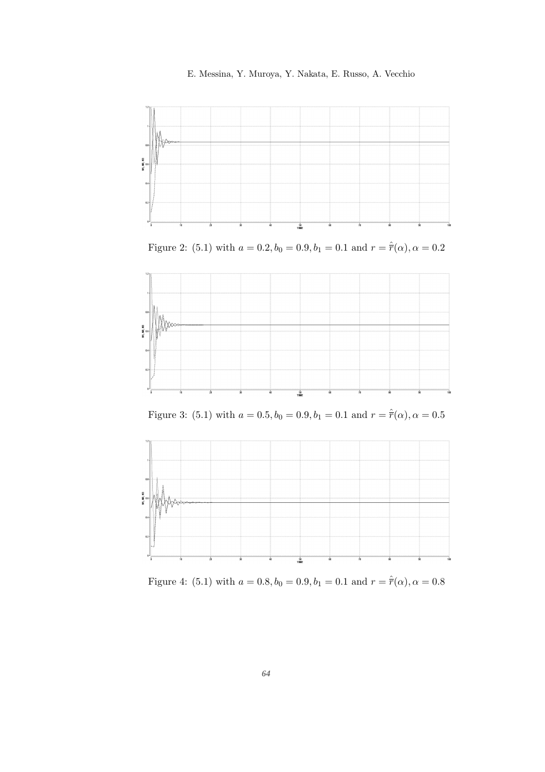Figure 2: (5.1) with $a = 0.2, b_0 = 0.9, b_1 = 0.1$ and $r = \hat{\bar{r}}(\alpha), \alpha = 0.2$

Figure 3: (5.1) with $a = 0.5, b_0 = 0.9, b_1 = 0.1$ and $r = \hat{\bar{r}}(\alpha), \alpha = 0.5$

Figure 4: (5.1) with $a = 0.8, b_0 = 0.9, b_1 = 0.1$ and $r = \hat{\bar{r}}(\alpha), \alpha = 0.8$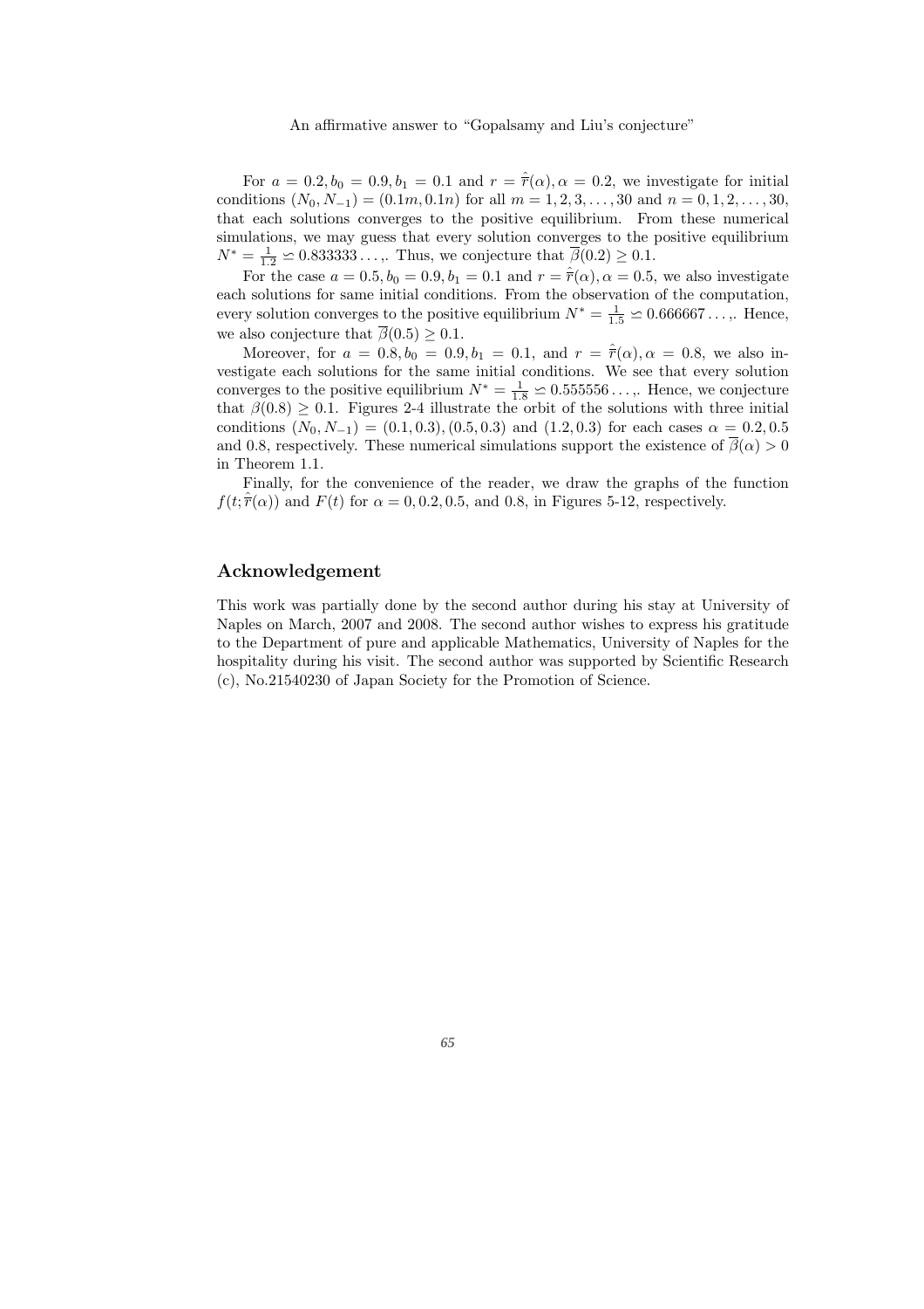For $a = 0.2, b_0 = 0.9, b_1 = 0.1$ and $r = \hat{\overline{r}}(\alpha), \alpha = 0.2$, we investigate for initial conditions $(N_0, N_{-1}) = (0.1m, 0.1n)$ for all $m = 1, 2, 3, \ldots, 30$ and $n = 0, 1, 2, \ldots, 30$, that each solutions converges to the positive equilibrium. From these numerical simulations, we may guess that every solution converges to the positive equilibrium $N^* = \frac{1}{1.2} \backsimeq 0.833333\ldots,$. Thus, we conjecture that $\overline{\beta}(0.2) \geq 0.1$.

For the case $a = 0.5, b_0 = 0.9, b_1 = 0.1$ and $r = \hat{\overline{r}}(\alpha), \alpha = 0.5$, we also investigate each solutions for same initial conditions. From the observation of the computation, every solution converges to the positive equilibrium $N^* = \frac{1}{1.5} \backsimeq 0.666667\ldots,$. Hence, we also conjecture that $\overline{\beta}(0.5) \geq 0.1$.

Moreover, for $a = 0.8, b_0 = 0.9, b_1 = 0.1$, and $r = \hat{\overline{r}}(\alpha), \alpha = 0.8$, we also investigate each solutions for the same initial conditions. We see that every solution converges to the positive equilibrium $N^* = \frac{1}{1.8} \backsimeq 0.555556\ldots,$. Hence, we conjecture that $\beta(0.8) \geq 0.1$. Figures 2-4 illustrate the orbit of the solutions with three initial conditions $(N_0, N_{-1}) = (0.1, 0.3), (0.5, 0.3)$ and $(1.2, 0.3)$ for each cases $\alpha = 0.2, 0.5$ and $0.8$, respectively. These numerical simulations support the existence of $\overline{\beta}(\alpha) > 0$ in Theorem 1.1.

Finally, for the convenience of the reader, we draw the graphs of the function $f(t; \hat{\overline{r}}(\alpha))$ and $F(t)$ for $\alpha = 0, 0.2, 0.5$, and $0.8$, in Figures 5-12, respectively.

## Acknowledgement

This work was partially done by the second author during his stay at University of Naples on March, 2007 and 2008. The second author wishes to express his gratitude to the Department of pure and applicable Mathematics, University of Naples for the hospitality during his visit. The second author was supported by Scientific Research (c), No.21540230 of Japan Society for the Promotion of Science.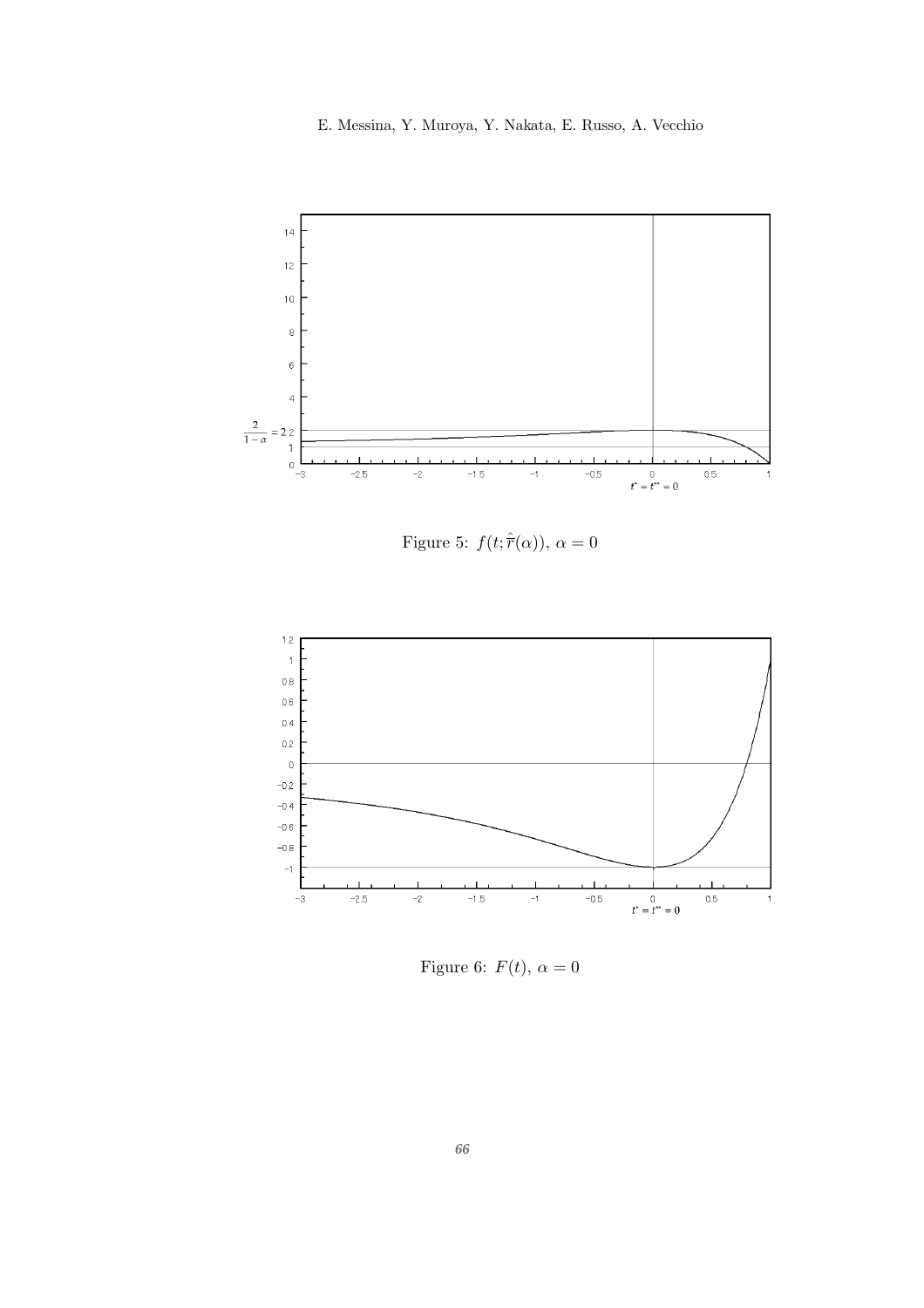Figure 5: $f(t;\hat{\bar{r}}(\alpha))$, $\alpha = 0$

Figure 6: $F(t)$, $\alpha = 0$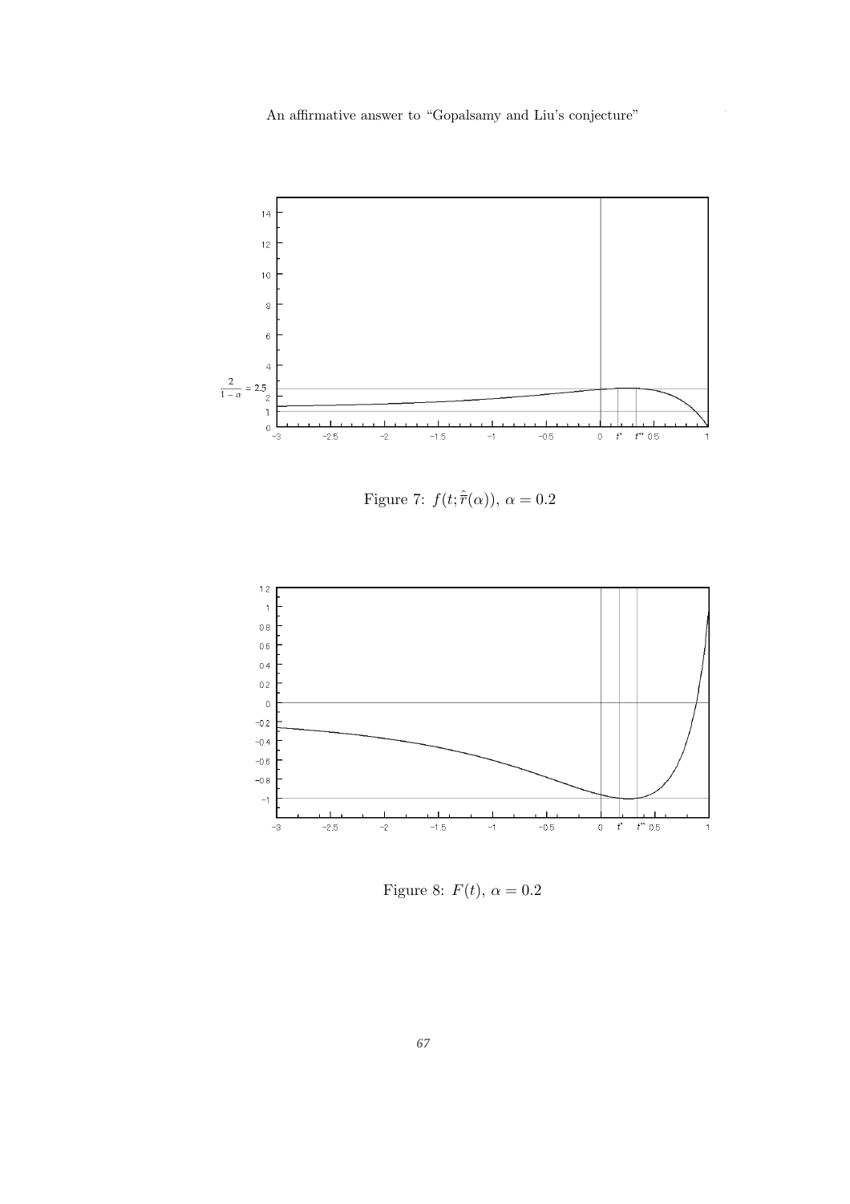Figure 7: $f(t;\hat{\overline{r}}(\alpha))$, $\alpha = 0.2$

Figure 8: $F(t)$, $\alpha = 0.2$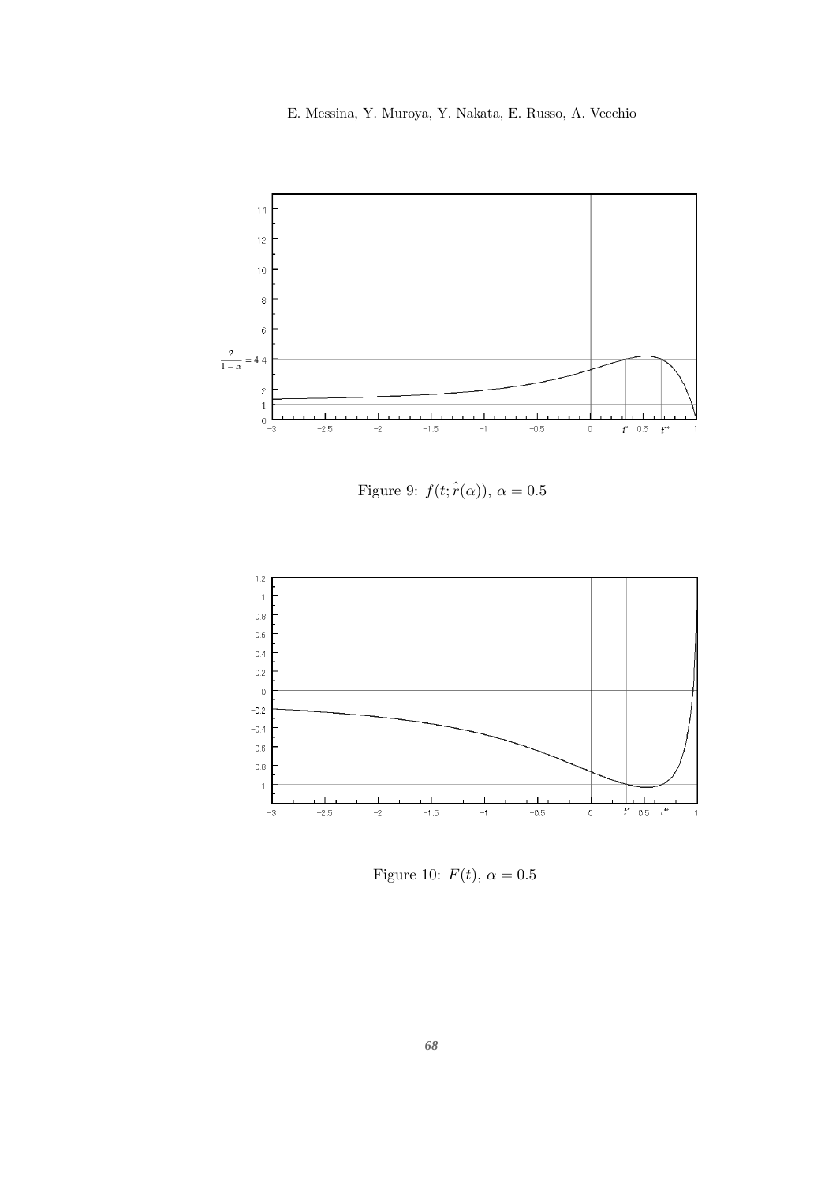Figure 9: $f(t;\hat{\overline{r}}(\alpha))$, $\alpha = 0.5$

Figure 10: $F(t)$, $\alpha = 0.5$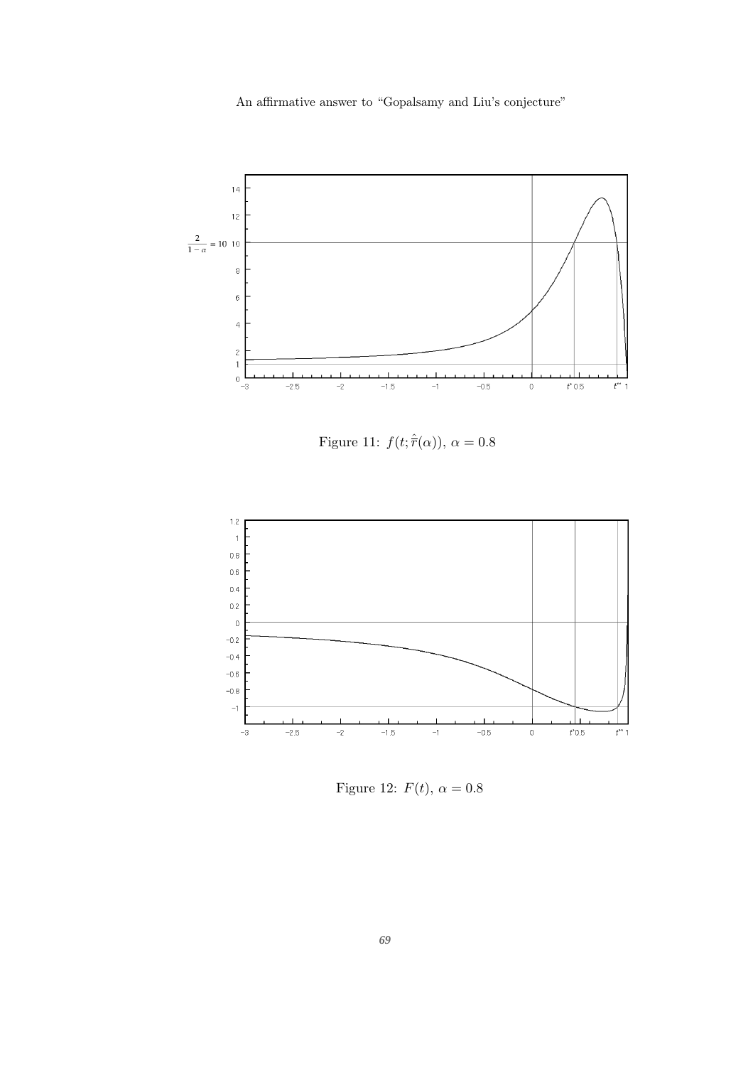Figure 11: $f(t;\hat{\bar{r}}(\alpha))$, $\alpha = 0.8$

Figure 12: $F(t)$, $\alpha = 0.8$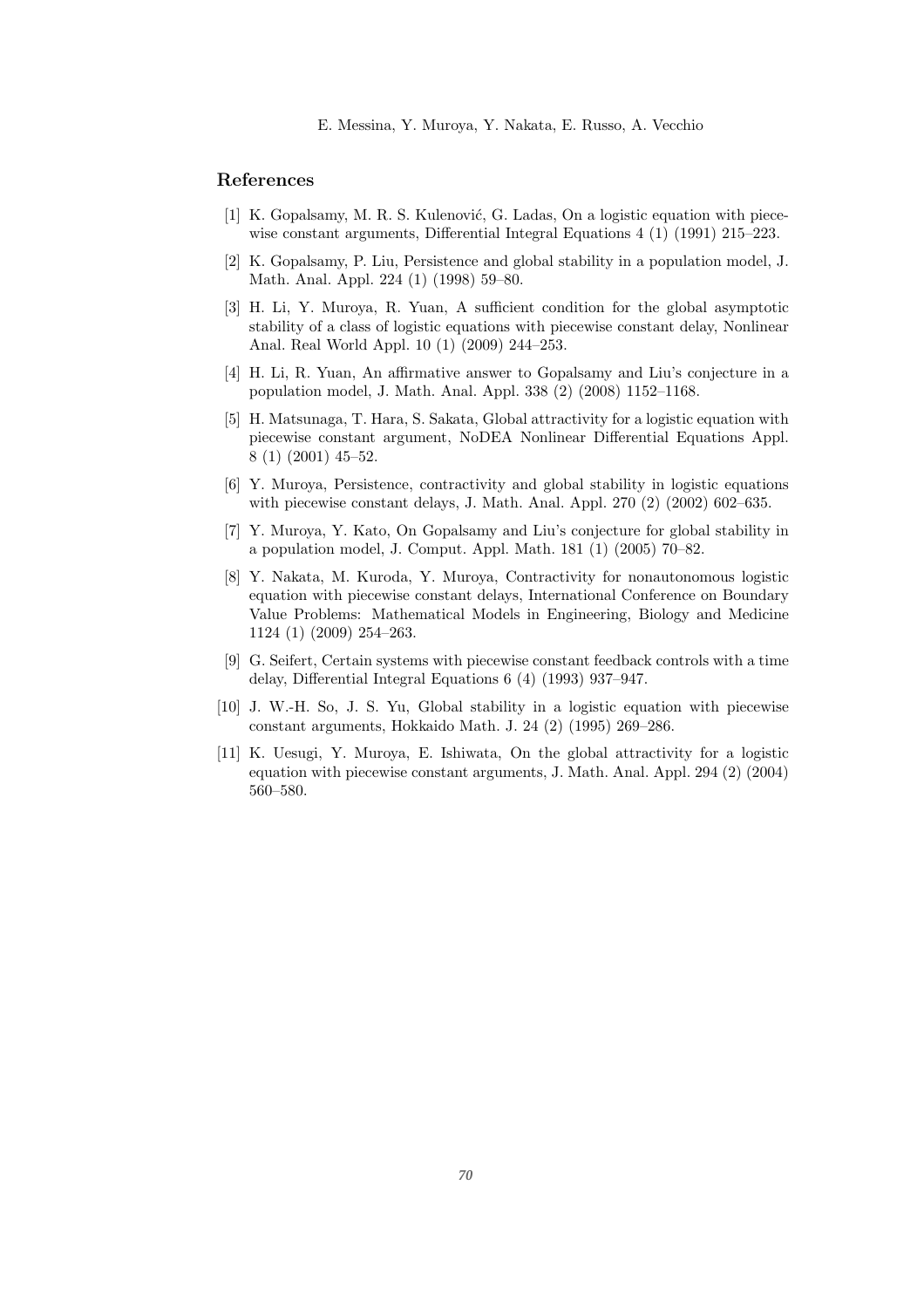## References

[1] K. Gopalsamy, M. R. S. Kulenović, G. Ladas, On a logistic equation with piecewise constant arguments, Differential Integral Equations 4 (1) (1991) 215–223.

[2] K. Gopalsamy, P. Liu, Persistence and global stability in a population model, J. Math. Anal. Appl. 224 (1) (1998) 59–80.

[3] H. Li, Y. Muroya, R. Yuan, A sufficient condition for the global asymptotic stability of a class of logistic equations with piecewise constant delay, Nonlinear Anal. Real World Appl. 10 (1) (2009) 244–253.

[4] H. Li, R. Yuan, An affirmative answer to Gopalsamy and Liu's conjecture in a population model, J. Math. Anal. Appl. 338 (2) (2008) 1152–1168.

[5] H. Matsunaga, T. Hara, S. Sakata, Global attractivity for a logistic equation with piecewise constant argument, NoDEA Nonlinear Differential Equations Appl. 8 (1) (2001) 45–52.

[6] Y. Muroya, Persistence, contractivity and global stability in logistic equations with piecewise constant delays, J. Math. Anal. Appl. 270 (2) (2002) 602–635.

[7] Y. Muroya, Y. Kato, On Gopalsamy and Liu's conjecture for global stability in a population model, J. Comput. Appl. Math. 181 (1) (2005) 70–82.

[8] Y. Nakata, M. Kuroda, Y. Muroya, Contractivity for nonautonomous logistic equation with piecewise constant delays, International Conference on Boundary Value Problems: Mathematical Models in Engineering, Biology and Medicine 1124 (1) (2009) 254–263.

[9] G. Seifert, Certain systems with piecewise constant feedback controls with a time delay, Differential Integral Equations 6 (4) (1993) 937–947.

[10] J. W.-H. So, J. S. Yu, Global stability in a logistic equation with piecewise constant arguments, Hokkaido Math. J. 24 (2) (1995) 269–286.

[11] K. Uesugi, Y. Muroya, E. Ishiwata, On the global attractivity for a logistic equation with piecewise constant arguments, J. Math. Anal. Appl. 294 (2) (2004) 560–580.